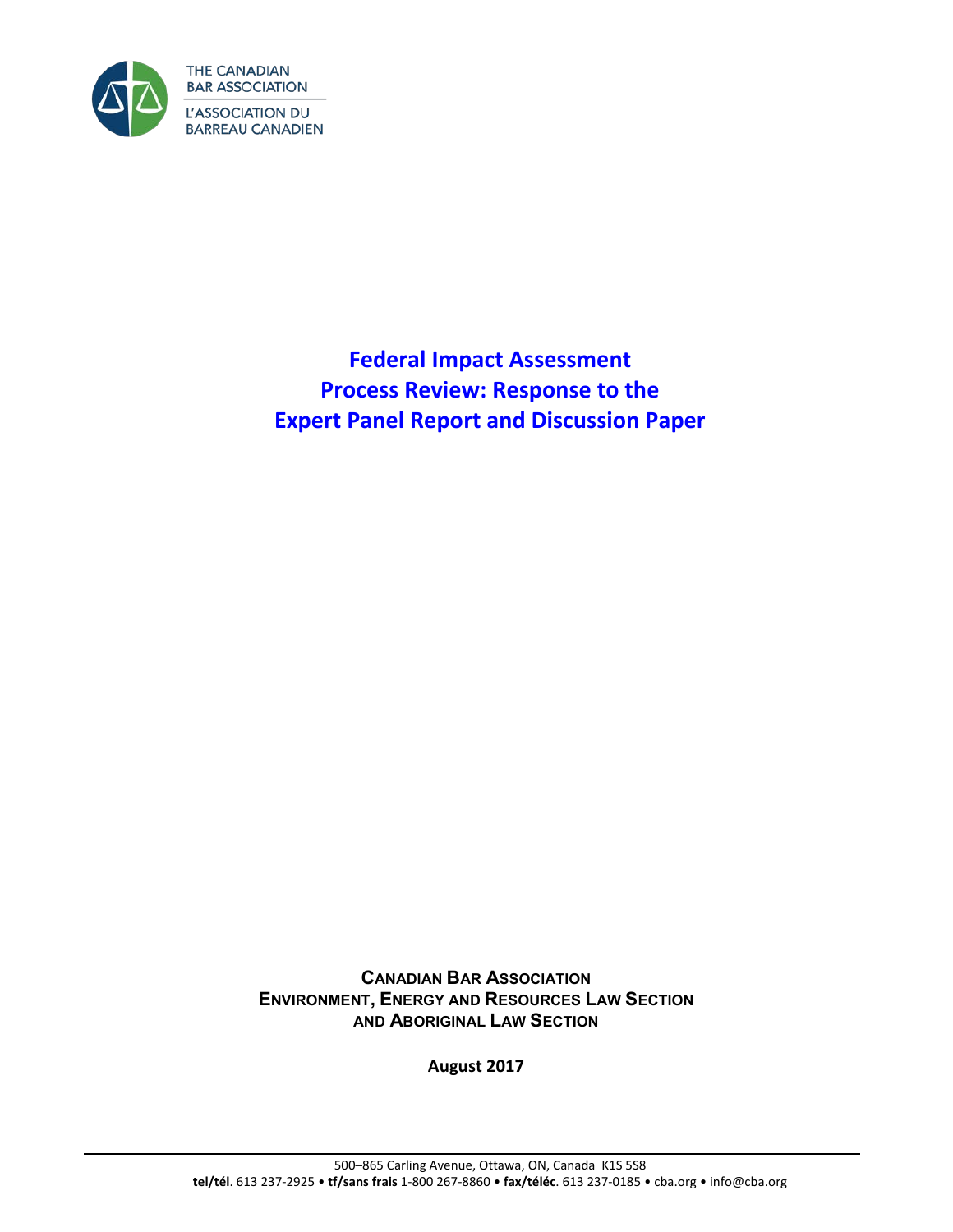THE CANADIAN BAR ASSOCIATION

L'ASSOCIATION DU BARREAU CANADIEN

# Federal Impact Assessment Process Review: Response to the Expert Panel Report and Discussion Paper

**CANADIAN BAR ASSOCIATION**
**ENVIRONMENT, ENERGY AND RESOURCES LAW SECTION**
**AND ABORIGINAL LAW SECTION**

**August 2017**

500–865 Carling Avenue, Ottawa, ON, Canada K1S 5S8
**tel/tél**. 613 237-2925 • **tf/sans frais** 1-800 267-8860 • **fax/téléc**. 613 237-0185 • cba.org • info@cba.org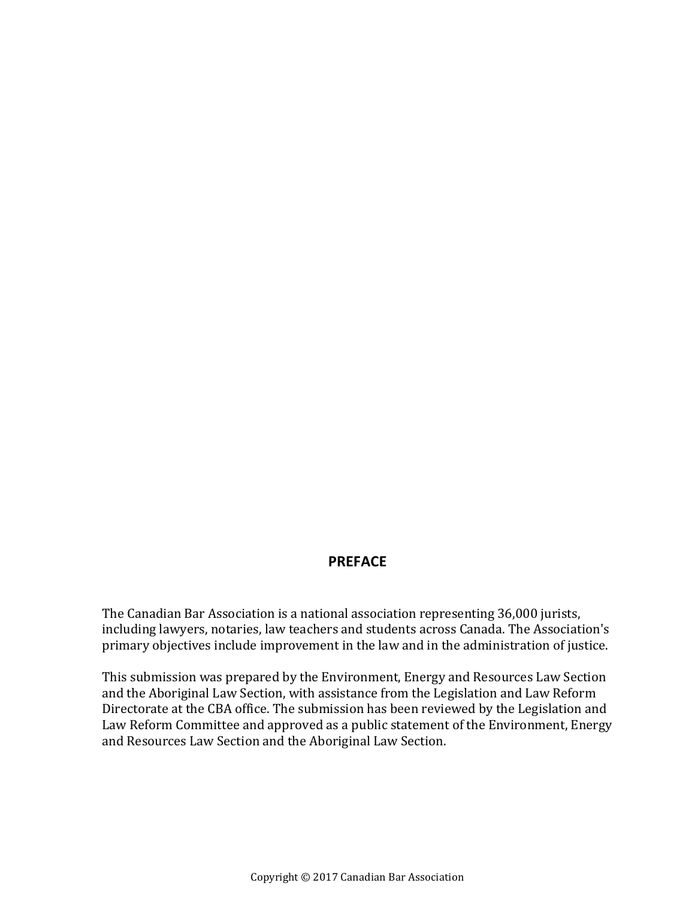## PREFACE

The Canadian Bar Association is a national association representing 36,000 jurists, including lawyers, notaries, law teachers and students across Canada. The Association's primary objectives include improvement in the law and in the administration of justice.

This submission was prepared by the Environment, Energy and Resources Law Section and the Aboriginal Law Section, with assistance from the Legislation and Law Reform Directorate at the CBA office. The submission has been reviewed by the Legislation and Law Reform Committee and approved as a public statement of the Environment, Energy and Resources Law Section and the Aboriginal Law Section.

Copyright © 2017 Canadian Bar Association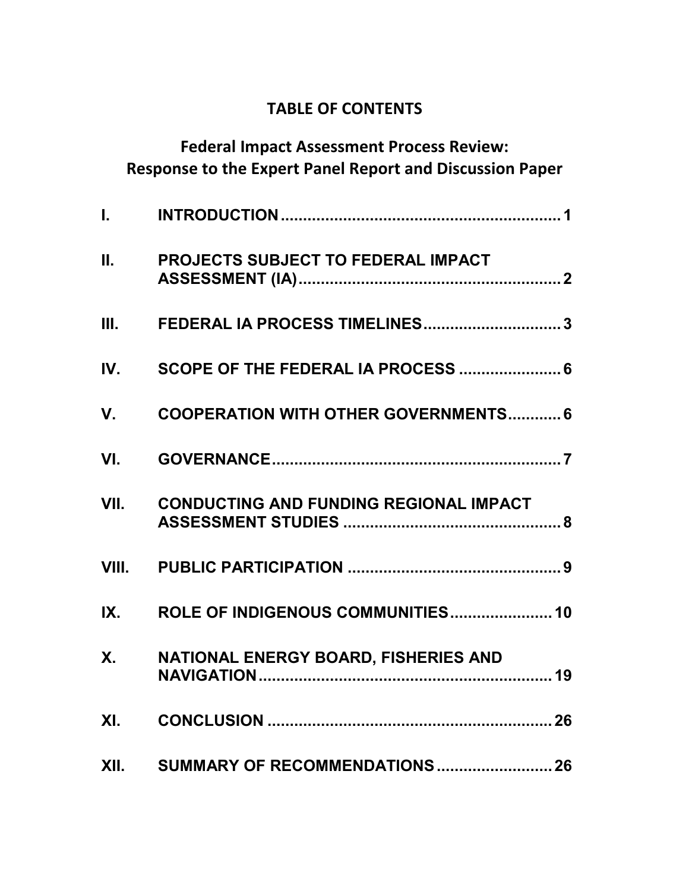# TABLE OF CONTENTS

## Federal Impact Assessment Process Review: Response to the Expert Panel Report and Discussion Paper

| | | |
|---|---|---|
| I. | INTRODUCTION | 1 |
| II. | PROJECTS SUBJECT TO FEDERAL IMPACT ASSESSMENT (IA) | 2 |
| III. | FEDERAL IA PROCESS TIMELINES | 3 |
| IV. | SCOPE OF THE FEDERAL IA PROCESS | 6 |
| V. | COOPERATION WITH OTHER GOVERNMENTS | 6 |
| VI. | GOVERNANCE | 7 |
| VII. | CONDUCTING AND FUNDING REGIONAL IMPACT ASSESSMENT STUDIES | 8 |
| VIII. | PUBLIC PARTICIPATION | 9 |
| IX. | ROLE OF INDIGENOUS COMMUNITIES | 10 |
| X. | NATIONAL ENERGY BOARD, FISHERIES AND NAVIGATION | 19 |
| XI. | CONCLUSION | 26 |
| XII. | SUMMARY OF RECOMMENDATIONS | 26 |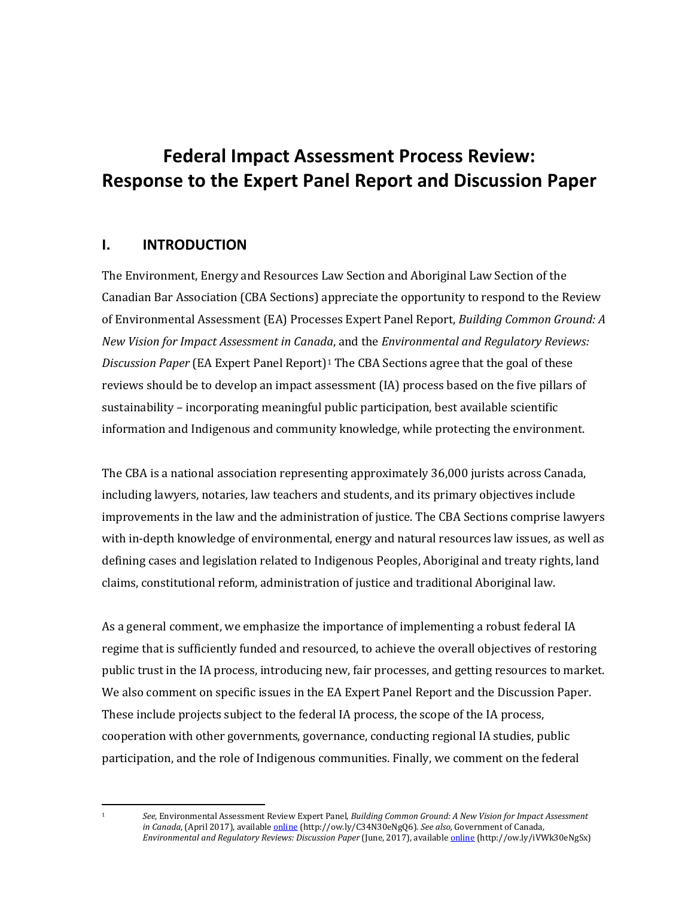# Federal Impact Assessment Process Review: Response to the Expert Panel Report and Discussion Paper

## I. INTRODUCTION

The Environment, Energy and Resources Law Section and Aboriginal Law Section of the Canadian Bar Association (CBA Sections) appreciate the opportunity to respond to the Review of Environmental Assessment (EA) Processes Expert Panel Report, *Building Common Ground: A New Vision for Impact Assessment in Canada*, and the *Environmental and Regulatory Reviews: Discussion Paper* (EA Expert Panel Report)[1] The CBA Sections agree that the goal of these reviews should be to develop an impact assessment (IA) process based on the five pillars of sustainability – incorporating meaningful public participation, best available scientific information and Indigenous and community knowledge, while protecting the environment.

The CBA is a national association representing approximately 36,000 jurists across Canada, including lawyers, notaries, law teachers and students, and its primary objectives include improvements in the law and the administration of justice. The CBA Sections comprise lawyers with in-depth knowledge of environmental, energy and natural resources law issues, as well as defining cases and legislation related to Indigenous Peoples, Aboriginal and treaty rights, land claims, constitutional reform, administration of justice and traditional Aboriginal law.

As a general comment, we emphasize the importance of implementing a robust federal IA regime that is sufficiently funded and resourced, to achieve the overall objectives of restoring public trust in the IA process, introducing new, fair processes, and getting resources to market. We also comment on specific issues in the EA Expert Panel Report and the Discussion Paper. These include projects subject to the federal IA process, the scope of the IA process, cooperation with other governments, governance, conducting regional IA studies, public participation, and the role of Indigenous communities. Finally, we comment on the federal

---

[1] *See,* Environmental Assessment Review Expert Panel, *Building Common Ground: A New Vision for Impact Assessment in Canada*, (April 2017), available online (http://ow.ly/C34N30eNgQ6). *See also,* Government of Canada, *Environmental and Regulatory Reviews: Discussion Paper* (June, 2017), available online (http://ow.ly/iVWk30eNgSx)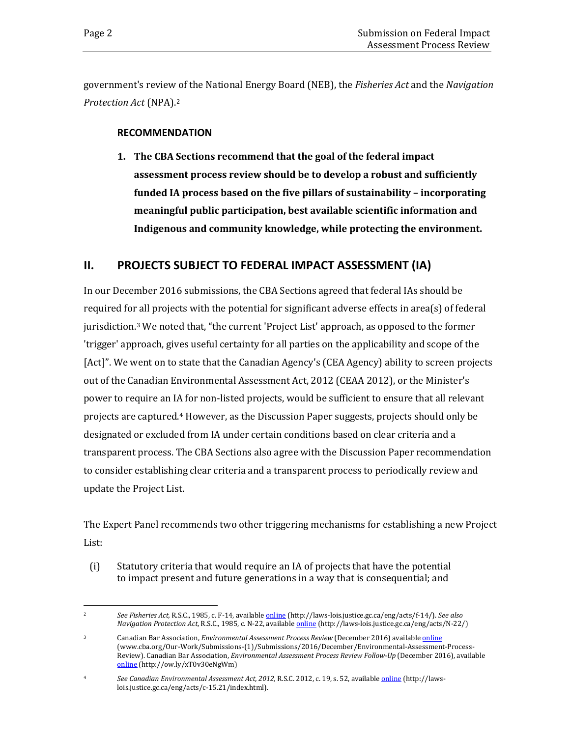government's review of the National Energy Board (NEB), the *Fisheries Act* and the *Navigation Protection Act* (NPA).[2]

**RECOMMENDATION**

1. **The CBA Sections recommend that the goal of the federal impact assessment process review should be to develop a robust and sufficiently funded IA process based on the five pillars of sustainability – incorporating meaningful public participation, best available scientific information and Indigenous and community knowledge, while protecting the environment.**

## II. PROJECTS SUBJECT TO FEDERAL IMPACT ASSESSMENT (IA)

In our December 2016 submissions, the CBA Sections agreed that federal IAs should be required for all projects with the potential for significant adverse effects in area(s) of federal jurisdiction.[3] We noted that, "the current 'Project List' approach, as opposed to the former 'trigger' approach, gives useful certainty for all parties on the applicability and scope of the [Act]". We went on to state that the Canadian Agency's (CEA Agency) ability to screen projects out of the Canadian Environmental Assessment Act, 2012 (CEAA 2012), or the Minister's power to require an IA for non-listed projects, would be sufficient to ensure that all relevant projects are captured.[4] However, as the Discussion Paper suggests, projects should only be designated or excluded from IA under certain conditions based on clear criteria and a transparent process. The CBA Sections also agree with the Discussion Paper recommendation to consider establishing clear criteria and a transparent process to periodically review and update the Project List.

The Expert Panel recommends two other triggering mechanisms for establishing a new Project List:

(i) Statutory criteria that would require an IA of projects that have the potential to impact present and future generations in a way that is consequential; and

---

[2] *See Fisheries Act,* R.S.C., 1985, c. F-14, available online (http://laws-lois.justice.gc.ca/eng/acts/f-14/). *See also Navigation Protection Act*, R.S.C., 1985, c. N-22, available online (http://laws-lois.justice.gc.ca/eng/acts/N-22/)

[3] Canadian Bar Association, *Environmental Assessment Process Review* (December 2016) available online (www.cba.org/Our-Work/Submissions-(1)/Submissions/2016/December/Environmental-Assessment-Process-Review). Canadian Bar Association, *Environmental Assessment Process Review Follow-Up* (December 2016), available online (http://ow.ly/xT0v30eNgWm)

[4] *See Canadian Environmental Assessment Act, 2012,* R.S.C. 2012, c. 19, s. 52, available online (http://laws-lois.justice.gc.ca/eng/acts/c-15.21/index.html).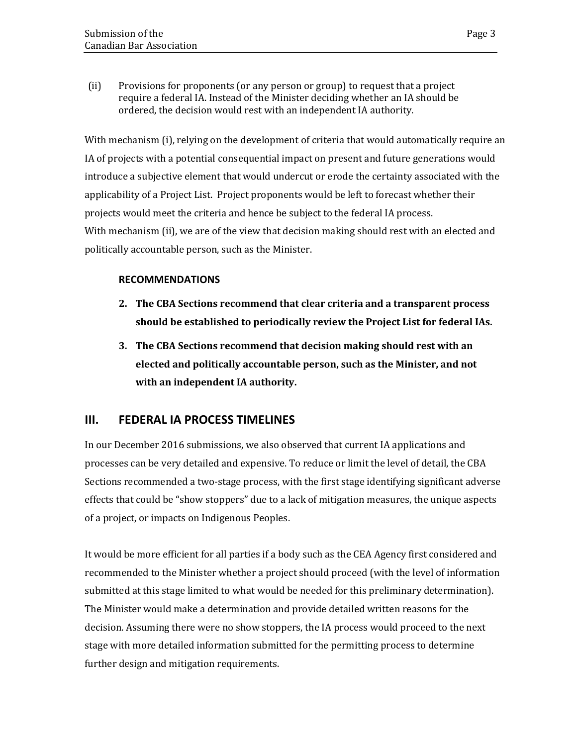(ii) Provisions for proponents (or any person or group) to request that a project require a federal IA. Instead of the Minister deciding whether an IA should be ordered, the decision would rest with an independent IA authority.

With mechanism (i), relying on the development of criteria that would automatically require an IA of projects with a potential consequential impact on present and future generations would introduce a subjective element that would undercut or erode the certainty associated with the applicability of a Project List. Project proponents would be left to forecast whether their projects would meet the criteria and hence be subject to the federal IA process.
With mechanism (ii), we are of the view that decision making should rest with an elected and politically accountable person, such as the Minister.

**RECOMMENDATIONS**

2. **The CBA Sections recommend that clear criteria and a transparent process should be established to periodically review the Project List for federal IAs.**
3. **The CBA Sections recommend that decision making should rest with an elected and politically accountable person, such as the Minister, and not with an independent IA authority.**

## III. FEDERAL IA PROCESS TIMELINES

In our December 2016 submissions, we also observed that current IA applications and processes can be very detailed and expensive. To reduce or limit the level of detail, the CBA Sections recommended a two-stage process, with the first stage identifying significant adverse effects that could be "show stoppers" due to a lack of mitigation measures, the unique aspects of a project, or impacts on Indigenous Peoples.

It would be more efficient for all parties if a body such as the CEA Agency first considered and recommended to the Minister whether a project should proceed (with the level of information submitted at this stage limited to what would be needed for this preliminary determination). The Minister would make a determination and provide detailed written reasons for the decision. Assuming there were no show stoppers, the IA process would proceed to the next stage with more detailed information submitted for the permitting process to determine further design and mitigation requirements.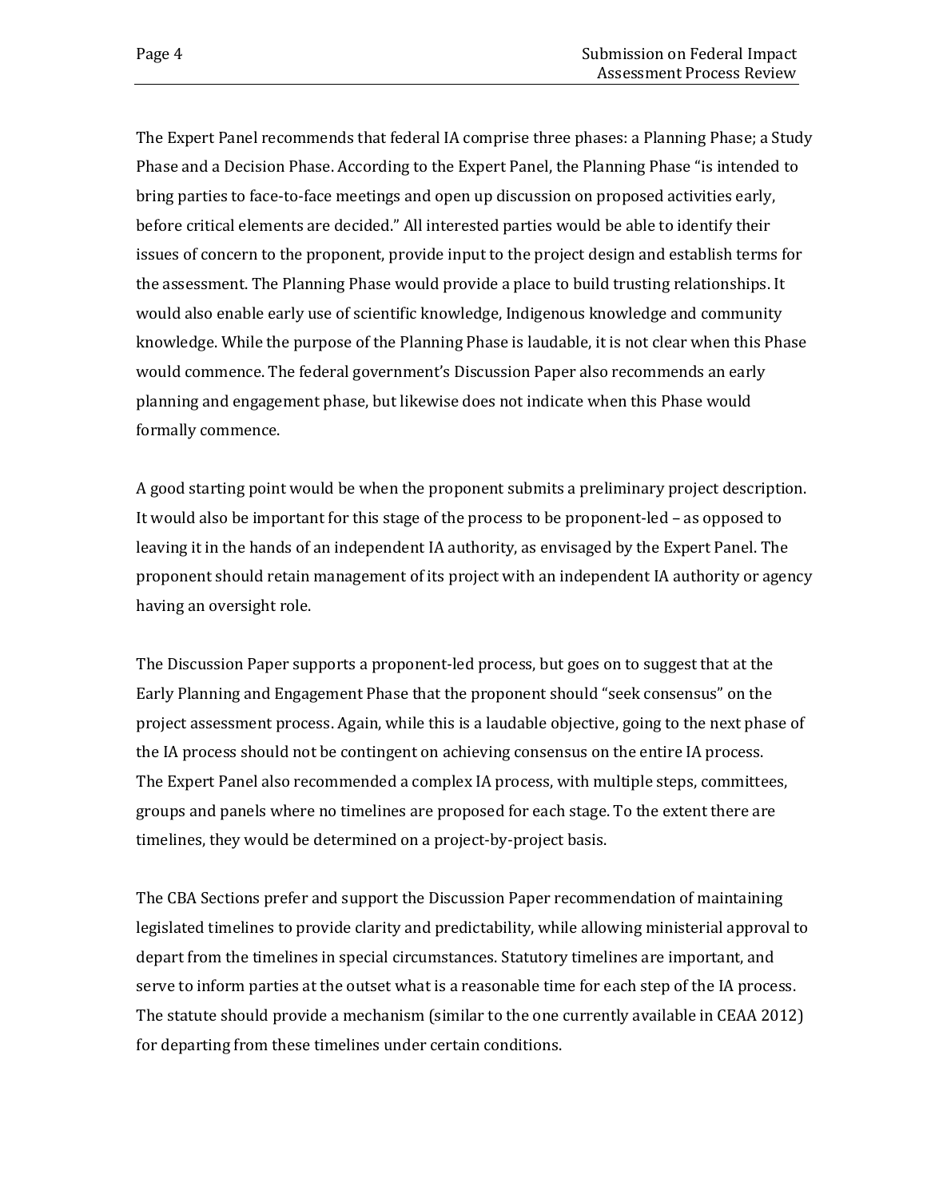The Expert Panel recommends that federal IA comprise three phases: a Planning Phase; a Study Phase and a Decision Phase. According to the Expert Panel, the Planning Phase "is intended to bring parties to face-to-face meetings and open up discussion on proposed activities early, before critical elements are decided." All interested parties would be able to identify their issues of concern to the proponent, provide input to the project design and establish terms for the assessment. The Planning Phase would provide a place to build trusting relationships. It would also enable early use of scientific knowledge, Indigenous knowledge and community knowledge. While the purpose of the Planning Phase is laudable, it is not clear when this Phase would commence. The federal government's Discussion Paper also recommends an early planning and engagement phase, but likewise does not indicate when this Phase would formally commence.

A good starting point would be when the proponent submits a preliminary project description. It would also be important for this stage of the process to be proponent-led – as opposed to leaving it in the hands of an independent IA authority, as envisaged by the Expert Panel. The proponent should retain management of its project with an independent IA authority or agency having an oversight role.

The Discussion Paper supports a proponent-led process, but goes on to suggest that at the Early Planning and Engagement Phase that the proponent should "seek consensus" on the project assessment process. Again, while this is a laudable objective, going to the next phase of the IA process should not be contingent on achieving consensus on the entire IA process. The Expert Panel also recommended a complex IA process, with multiple steps, committees, groups and panels where no timelines are proposed for each stage. To the extent there are timelines, they would be determined on a project-by-project basis.

The CBA Sections prefer and support the Discussion Paper recommendation of maintaining legislated timelines to provide clarity and predictability, while allowing ministerial approval to depart from the timelines in special circumstances. Statutory timelines are important, and serve to inform parties at the outset what is a reasonable time for each step of the IA process. The statute should provide a mechanism (similar to the one currently available in CEAA 2012) for departing from these timelines under certain conditions.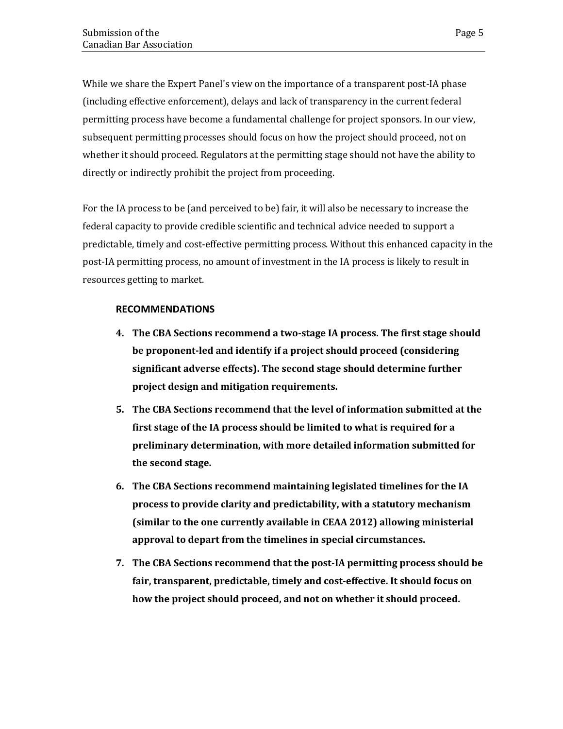While we share the Expert Panel's view on the importance of a transparent post-IA phase (including effective enforcement), delays and lack of transparency in the current federal permitting process have become a fundamental challenge for project sponsors. In our view, subsequent permitting processes should focus on how the project should proceed, not on whether it should proceed. Regulators at the permitting stage should not have the ability to directly or indirectly prohibit the project from proceeding.

For the IA process to be (and perceived to be) fair, it will also be necessary to increase the federal capacity to provide credible scientific and technical advice needed to support a predictable, timely and cost-effective permitting process. Without this enhanced capacity in the post-IA permitting process, no amount of investment in the IA process is likely to result in resources getting to market.

**RECOMMENDATIONS**

4. **The CBA Sections recommend a two-stage IA process. The first stage should be proponent-led and identify if a project should proceed (considering significant adverse effects). The second stage should determine further project design and mitigation requirements.**
5. **The CBA Sections recommend that the level of information submitted at the first stage of the IA process should be limited to what is required for a preliminary determination, with more detailed information submitted for the second stage.**
6. **The CBA Sections recommend maintaining legislated timelines for the IA process to provide clarity and predictability, with a statutory mechanism (similar to the one currently available in CEAA 2012) allowing ministerial approval to depart from the timelines in special circumstances.**
7. **The CBA Sections recommend that the post-IA permitting process should be fair, transparent, predictable, timely and cost-effective. It should focus on how the project should proceed, and not on whether it should proceed.**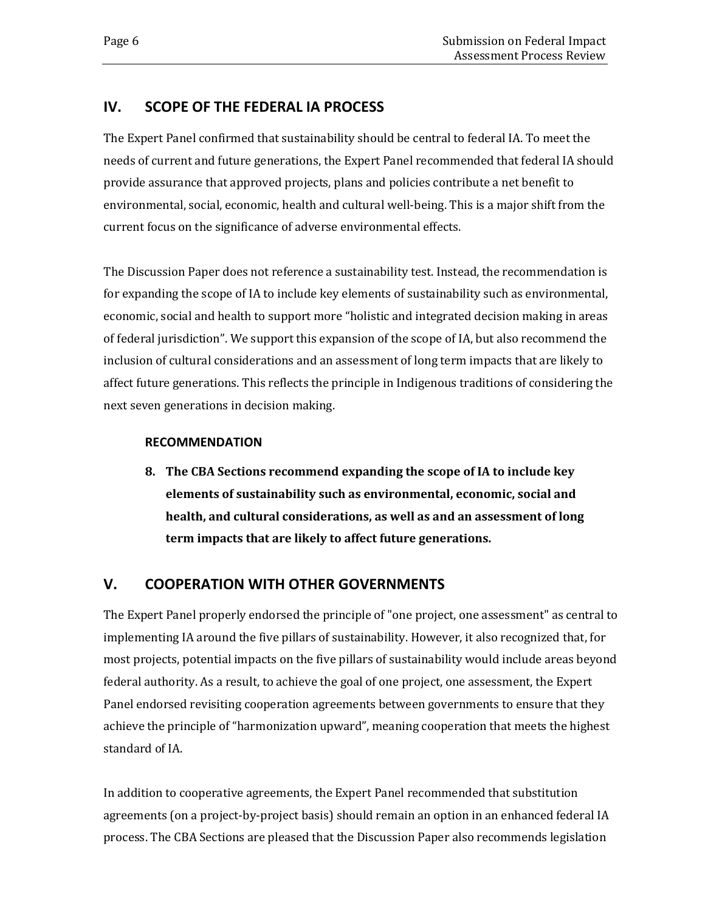## IV. SCOPE OF THE FEDERAL IA PROCESS

The Expert Panel confirmed that sustainability should be central to federal IA. To meet the needs of current and future generations, the Expert Panel recommended that federal IA should provide assurance that approved projects, plans and policies contribute a net benefit to environmental, social, economic, health and cultural well-being. This is a major shift from the current focus on the significance of adverse environmental effects.

The Discussion Paper does not reference a sustainability test. Instead, the recommendation is for expanding the scope of IA to include key elements of sustainability such as environmental, economic, social and health to support more "holistic and integrated decision making in areas of federal jurisdiction". We support this expansion of the scope of IA, but also recommend the inclusion of cultural considerations and an assessment of long term impacts that are likely to affect future generations. This reflects the principle in Indigenous traditions of considering the next seven generations in decision making.

**RECOMMENDATION**

8. **The CBA Sections recommend expanding the scope of IA to include key elements of sustainability such as environmental, economic, social and health, and cultural considerations, as well as and an assessment of long term impacts that are likely to affect future generations.**

## V. COOPERATION WITH OTHER GOVERNMENTS

The Expert Panel properly endorsed the principle of "one project, one assessment" as central to implementing IA around the five pillars of sustainability. However, it also recognized that, for most projects, potential impacts on the five pillars of sustainability would include areas beyond federal authority. As a result, to achieve the goal of one project, one assessment, the Expert Panel endorsed revisiting cooperation agreements between governments to ensure that they achieve the principle of "harmonization upward", meaning cooperation that meets the highest standard of IA.

In addition to cooperative agreements, the Expert Panel recommended that substitution agreements (on a project-by-project basis) should remain an option in an enhanced federal IA process. The CBA Sections are pleased that the Discussion Paper also recommends legislation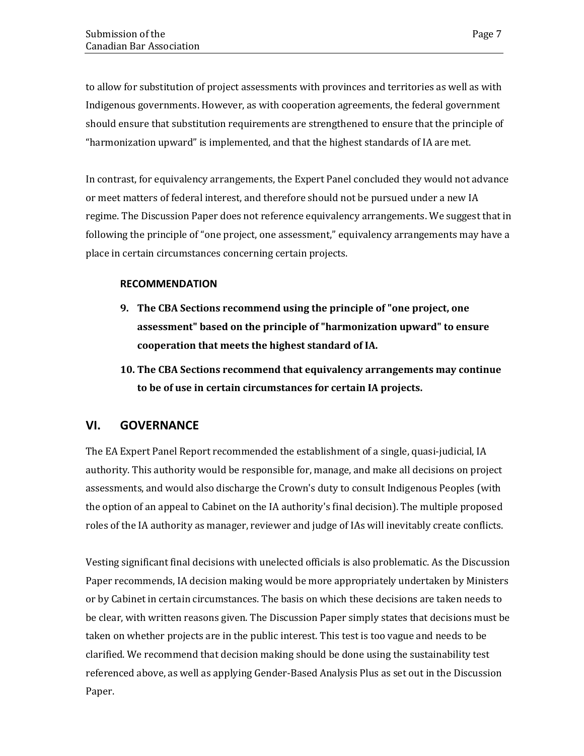to allow for substitution of project assessments with provinces and territories as well as with Indigenous governments. However, as with cooperation agreements, the federal government should ensure that substitution requirements are strengthened to ensure that the principle of "harmonization upward" is implemented, and that the highest standards of IA are met.

In contrast, for equivalency arrangements, the Expert Panel concluded they would not advance or meet matters of federal interest, and therefore should not be pursued under a new IA regime. The Discussion Paper does not reference equivalency arrangements. We suggest that in following the principle of "one project, one assessment," equivalency arrangements may have a place in certain circumstances concerning certain projects.

**RECOMMENDATION**

9. **The CBA Sections recommend using the principle of "one project, one assessment" based on the principle of "harmonization upward" to ensure cooperation that meets the highest standard of IA.**
10. **The CBA Sections recommend that equivalency arrangements may continue to be of use in certain circumstances for certain IA projects.**

## VI. GOVERNANCE

The EA Expert Panel Report recommended the establishment of a single, quasi-judicial, IA authority. This authority would be responsible for, manage, and make all decisions on project assessments, and would also discharge the Crown's duty to consult Indigenous Peoples (with the option of an appeal to Cabinet on the IA authority's final decision). The multiple proposed roles of the IA authority as manager, reviewer and judge of IAs will inevitably create conflicts.

Vesting significant final decisions with unelected officials is also problematic. As the Discussion Paper recommends, IA decision making would be more appropriately undertaken by Ministers or by Cabinet in certain circumstances. The basis on which these decisions are taken needs to be clear, with written reasons given. The Discussion Paper simply states that decisions must be taken on whether projects are in the public interest. This test is too vague and needs to be clarified. We recommend that decision making should be done using the sustainability test referenced above, as well as applying Gender-Based Analysis Plus as set out in the Discussion Paper.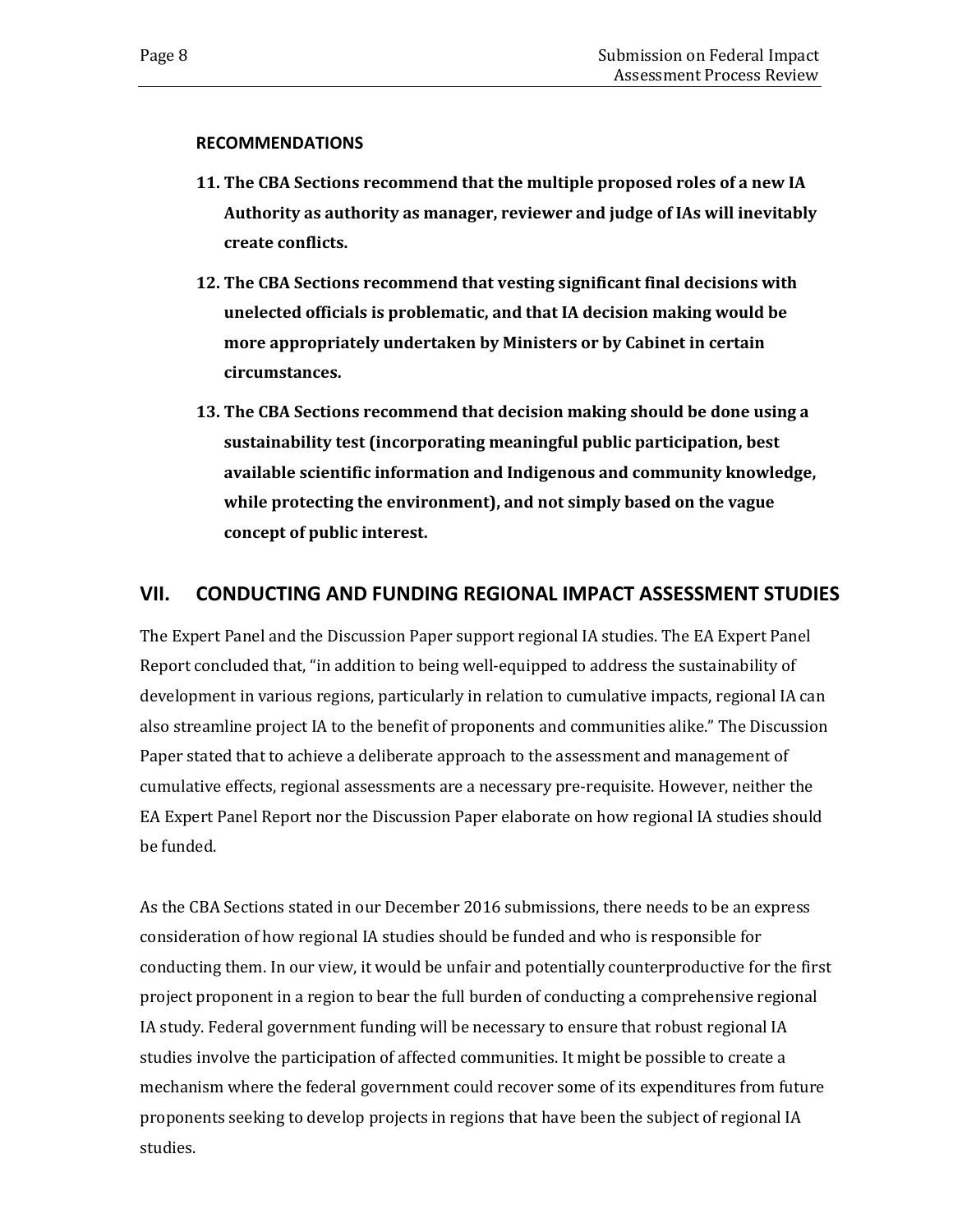**RECOMMENDATIONS**

11. **The CBA Sections recommend that the multiple proposed roles of a new IA Authority as authority as manager, reviewer and judge of IAs will inevitably create conflicts.**
12. **The CBA Sections recommend that vesting significant final decisions with unelected officials is problematic, and that IA decision making would be more appropriately undertaken by Ministers or by Cabinet in certain circumstances.**
13. **The CBA Sections recommend that decision making should be done using a sustainability test (incorporating meaningful public participation, best available scientific information and Indigenous and community knowledge, while protecting the environment), and not simply based on the vague concept of public interest.**

## VII. CONDUCTING AND FUNDING REGIONAL IMPACT ASSESSMENT STUDIES

The Expert Panel and the Discussion Paper support regional IA studies. The EA Expert Panel Report concluded that, "in addition to being well-equipped to address the sustainability of development in various regions, particularly in relation to cumulative impacts, regional IA can also streamline project IA to the benefit of proponents and communities alike." The Discussion Paper stated that to achieve a deliberate approach to the assessment and management of cumulative effects, regional assessments are a necessary pre-requisite. However, neither the EA Expert Panel Report nor the Discussion Paper elaborate on how regional IA studies should be funded.

As the CBA Sections stated in our December 2016 submissions, there needs to be an express consideration of how regional IA studies should be funded and who is responsible for conducting them. In our view, it would be unfair and potentially counterproductive for the first project proponent in a region to bear the full burden of conducting a comprehensive regional IA study. Federal government funding will be necessary to ensure that robust regional IA studies involve the participation of affected communities. It might be possible to create a mechanism where the federal government could recover some of its expenditures from future proponents seeking to develop projects in regions that have been the subject of regional IA studies.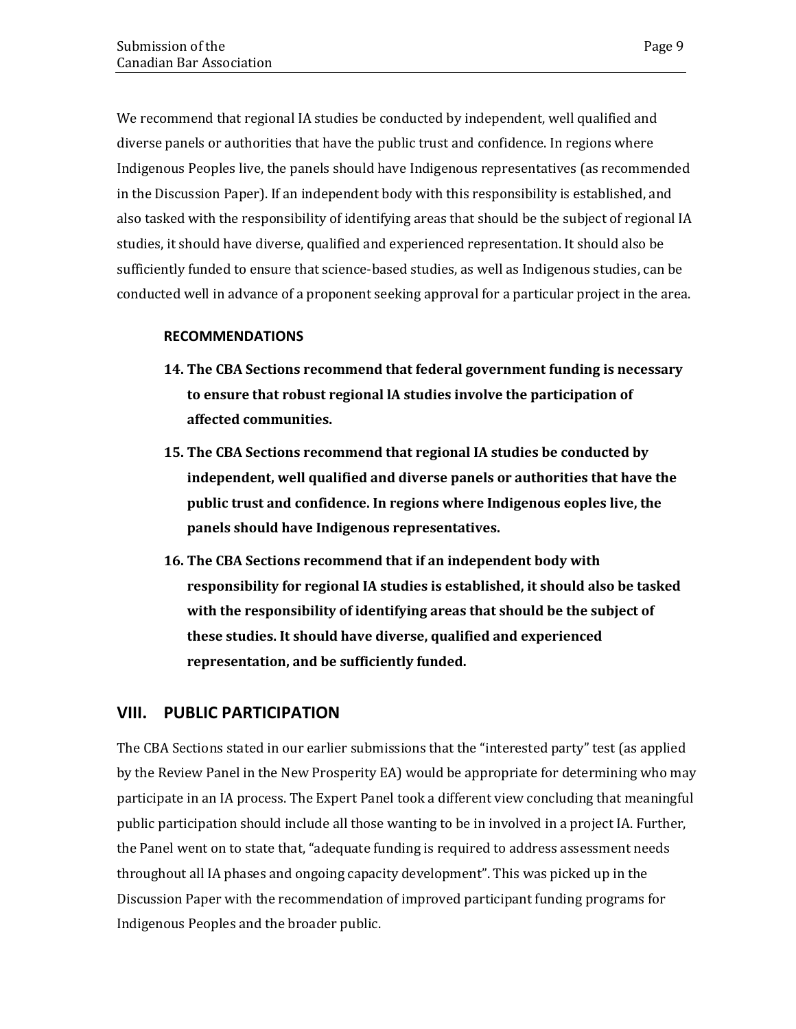We recommend that regional IA studies be conducted by independent, well qualified and diverse panels or authorities that have the public trust and confidence. In regions where Indigenous Peoples live, the panels should have Indigenous representatives (as recommended in the Discussion Paper). If an independent body with this responsibility is established, and also tasked with the responsibility of identifying areas that should be the subject of regional IA studies, it should have diverse, qualified and experienced representation. It should also be sufficiently funded to ensure that science-based studies, as well as Indigenous studies, can be conducted well in advance of a proponent seeking approval for a particular project in the area.

**RECOMMENDATIONS**

14. **The CBA Sections recommend that federal government funding is necessary to ensure that robust regional lA studies involve the participation of affected communities.**
15. **The CBA Sections recommend that regional IA studies be conducted by independent, well qualified and diverse panels or authorities that have the public trust and confidence. In regions where Indigenous eoples live, the panels should have Indigenous representatives.**
16. **The CBA Sections recommend that if an independent body with responsibility for regional IA studies is established, it should also be tasked with the responsibility of identifying areas that should be the subject of these studies. It should have diverse, qualified and experienced representation, and be sufficiently funded.**

## VIII. PUBLIC PARTICIPATION

The CBA Sections stated in our earlier submissions that the "interested party" test (as applied by the Review Panel in the New Prosperity EA) would be appropriate for determining who may participate in an IA process. The Expert Panel took a different view concluding that meaningful public participation should include all those wanting to be in involved in a project IA. Further, the Panel went on to state that, "adequate funding is required to address assessment needs throughout all IA phases and ongoing capacity development". This was picked up in the Discussion Paper with the recommendation of improved participant funding programs for Indigenous Peoples and the broader public.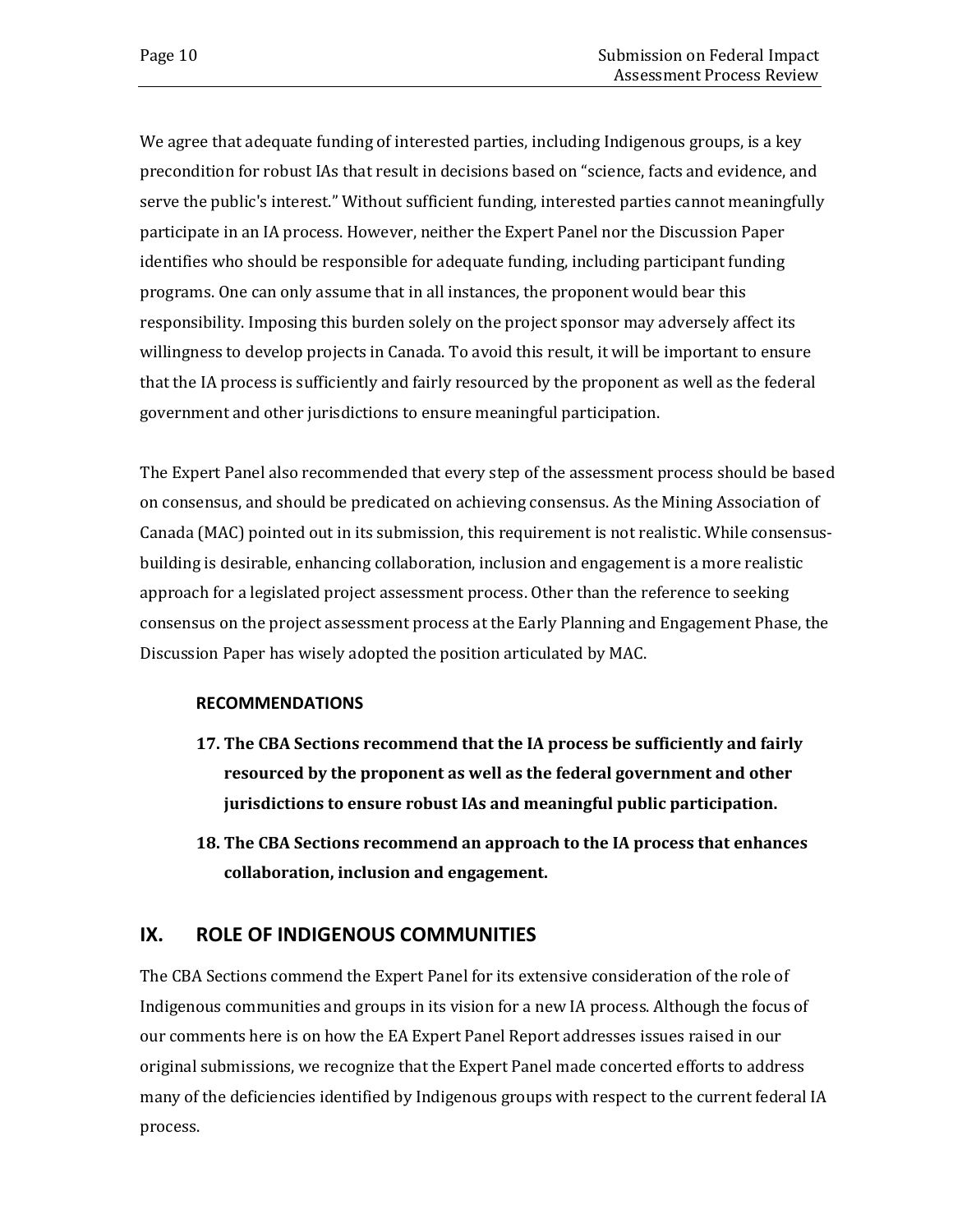We agree that adequate funding of interested parties, including Indigenous groups, is a key precondition for robust IAs that result in decisions based on "science, facts and evidence, and serve the public's interest." Without sufficient funding, interested parties cannot meaningfully participate in an IA process. However, neither the Expert Panel nor the Discussion Paper identifies who should be responsible for adequate funding, including participant funding programs. One can only assume that in all instances, the proponent would bear this responsibility. Imposing this burden solely on the project sponsor may adversely affect its willingness to develop projects in Canada. To avoid this result, it will be important to ensure that the IA process is sufficiently and fairly resourced by the proponent as well as the federal government and other jurisdictions to ensure meaningful participation.

The Expert Panel also recommended that every step of the assessment process should be based on consensus, and should be predicated on achieving consensus. As the Mining Association of Canada (MAC) pointed out in its submission, this requirement is not realistic. While consensus-building is desirable, enhancing collaboration, inclusion and engagement is a more realistic approach for a legislated project assessment process. Other than the reference to seeking consensus on the project assessment process at the Early Planning and Engagement Phase, the Discussion Paper has wisely adopted the position articulated by MAC.

**RECOMMENDATIONS**

17. **The CBA Sections recommend that the IA process be sufficiently and fairly resourced by the proponent as well as the federal government and other jurisdictions to ensure robust IAs and meaningful public participation.**
18. **The CBA Sections recommend an approach to the IA process that enhances collaboration, inclusion and engagement.**

## IX. ROLE OF INDIGENOUS COMMUNITIES

The CBA Sections commend the Expert Panel for its extensive consideration of the role of Indigenous communities and groups in its vision for a new IA process. Although the focus of our comments here is on how the EA Expert Panel Report addresses issues raised in our original submissions, we recognize that the Expert Panel made concerted efforts to address many of the deficiencies identified by Indigenous groups with respect to the current federal IA process.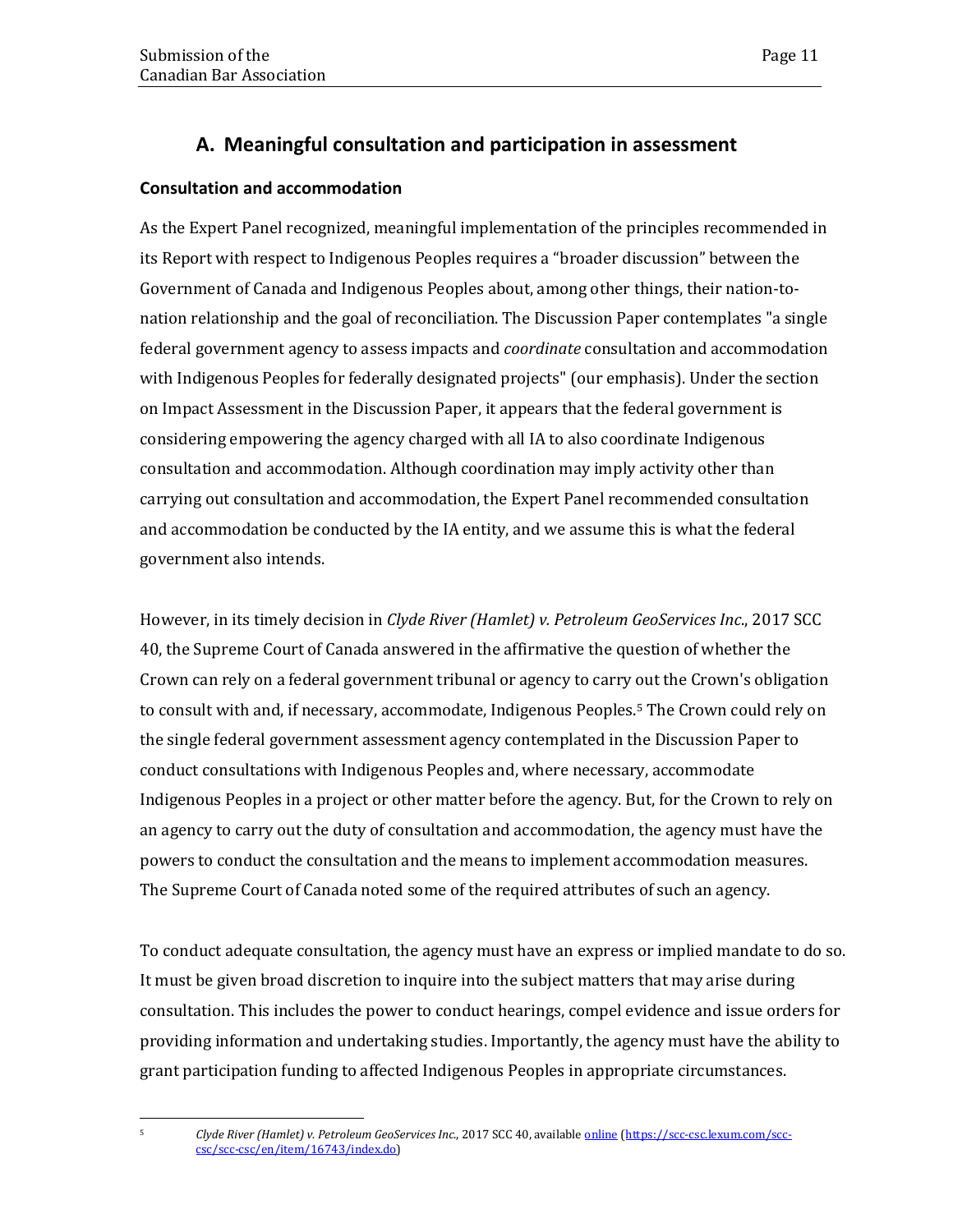## A. Meaningful consultation and participation in assessment

### Consultation and accommodation

As the Expert Panel recognized, meaningful implementation of the principles recommended in its Report with respect to Indigenous Peoples requires a "broader discussion" between the Government of Canada and Indigenous Peoples about, among other things, their nation-to-nation relationship and the goal of reconciliation. The Discussion Paper contemplates "a single federal government agency to assess impacts and *coordinate* consultation and accommodation with Indigenous Peoples for federally designated projects" (our emphasis). Under the section on Impact Assessment in the Discussion Paper, it appears that the federal government is considering empowering the agency charged with all IA to also coordinate Indigenous consultation and accommodation. Although coordination may imply activity other than carrying out consultation and accommodation, the Expert Panel recommended consultation and accommodation be conducted by the IA entity, and we assume this is what the federal government also intends.

However, in its timely decision in *Clyde River (Hamlet) v. Petroleum GeoServices Inc.*, 2017 SCC 40, the Supreme Court of Canada answered in the affirmative the question of whether the Crown can rely on a federal government tribunal or agency to carry out the Crown's obligation to consult with and, if necessary, accommodate, Indigenous Peoples.[5] The Crown could rely on the single federal government assessment agency contemplated in the Discussion Paper to conduct consultations with Indigenous Peoples and, where necessary, accommodate Indigenous Peoples in a project or other matter before the agency. But, for the Crown to rely on an agency to carry out the duty of consultation and accommodation, the agency must have the powers to conduct the consultation and the means to implement accommodation measures. The Supreme Court of Canada noted some of the required attributes of such an agency.

To conduct adequate consultation, the agency must have an express or implied mandate to do so. It must be given broad discretion to inquire into the subject matters that may arise during consultation. This includes the power to conduct hearings, compel evidence and issue orders for providing information and undertaking studies. Importantly, the agency must have the ability to grant participation funding to affected Indigenous Peoples in appropriate circumstances.

---

[5] *Clyde River (Hamlet) v. Petroleum GeoServices Inc.*, 2017 SCC 40, available online (https://scc-csc.lexum.com/scc-csc/scc-csc/en/item/16743/index.do)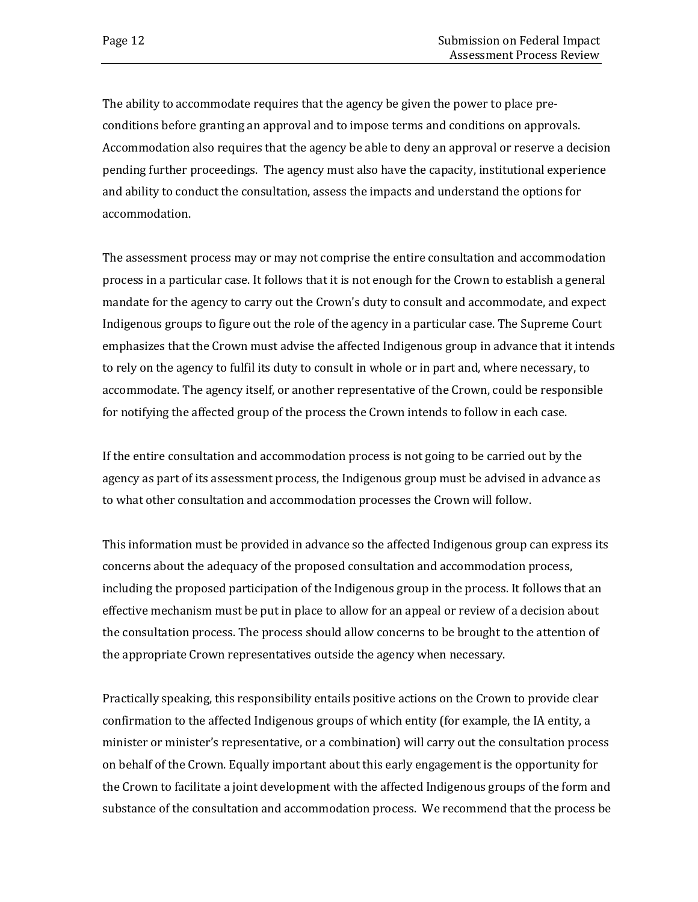The ability to accommodate requires that the agency be given the power to place pre-conditions before granting an approval and to impose terms and conditions on approvals. Accommodation also requires that the agency be able to deny an approval or reserve a decision pending further proceedings. The agency must also have the capacity, institutional experience and ability to conduct the consultation, assess the impacts and understand the options for accommodation.

The assessment process may or may not comprise the entire consultation and accommodation process in a particular case. It follows that it is not enough for the Crown to establish a general mandate for the agency to carry out the Crown's duty to consult and accommodate, and expect Indigenous groups to figure out the role of the agency in a particular case. The Supreme Court emphasizes that the Crown must advise the affected Indigenous group in advance that it intends to rely on the agency to fulfil its duty to consult in whole or in part and, where necessary, to accommodate. The agency itself, or another representative of the Crown, could be responsible for notifying the affected group of the process the Crown intends to follow in each case.

If the entire consultation and accommodation process is not going to be carried out by the agency as part of its assessment process, the Indigenous group must be advised in advance as to what other consultation and accommodation processes the Crown will follow.

This information must be provided in advance so the affected Indigenous group can express its concerns about the adequacy of the proposed consultation and accommodation process, including the proposed participation of the Indigenous group in the process. It follows that an effective mechanism must be put in place to allow for an appeal or review of a decision about the consultation process. The process should allow concerns to be brought to the attention of the appropriate Crown representatives outside the agency when necessary.

Practically speaking, this responsibility entails positive actions on the Crown to provide clear confirmation to the affected Indigenous groups of which entity (for example, the IA entity, a minister or minister's representative, or a combination) will carry out the consultation process on behalf of the Crown. Equally important about this early engagement is the opportunity for the Crown to facilitate a joint development with the affected Indigenous groups of the form and substance of the consultation and accommodation process. We recommend that the process be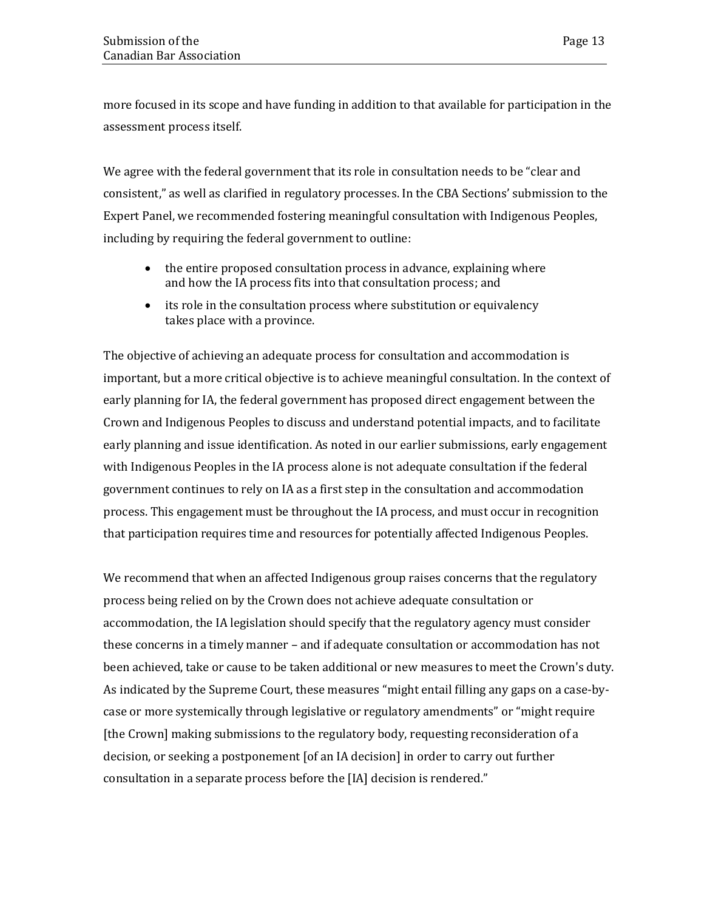more focused in its scope and have funding in addition to that available for participation in the assessment process itself.

We agree with the federal government that its role in consultation needs to be "clear and consistent," as well as clarified in regulatory processes. In the CBA Sections' submission to the Expert Panel, we recommended fostering meaningful consultation with Indigenous Peoples, including by requiring the federal government to outline:

- the entire proposed consultation process in advance, explaining where and how the IA process fits into that consultation process; and
- its role in the consultation process where substitution or equivalency takes place with a province.

The objective of achieving an adequate process for consultation and accommodation is important, but a more critical objective is to achieve meaningful consultation. In the context of early planning for IA, the federal government has proposed direct engagement between the Crown and Indigenous Peoples to discuss and understand potential impacts, and to facilitate early planning and issue identification. As noted in our earlier submissions, early engagement with Indigenous Peoples in the IA process alone is not adequate consultation if the federal government continues to rely on IA as a first step in the consultation and accommodation process. This engagement must be throughout the IA process, and must occur in recognition that participation requires time and resources for potentially affected Indigenous Peoples.

We recommend that when an affected Indigenous group raises concerns that the regulatory process being relied on by the Crown does not achieve adequate consultation or accommodation, the IA legislation should specify that the regulatory agency must consider these concerns in a timely manner – and if adequate consultation or accommodation has not been achieved, take or cause to be taken additional or new measures to meet the Crown's duty. As indicated by the Supreme Court, these measures "might entail filling any gaps on a case-by-case or more systemically through legislative or regulatory amendments" or "might require [the Crown] making submissions to the regulatory body, requesting reconsideration of a decision, or seeking a postponement [of an IA decision] in order to carry out further consultation in a separate process before the [IA] decision is rendered."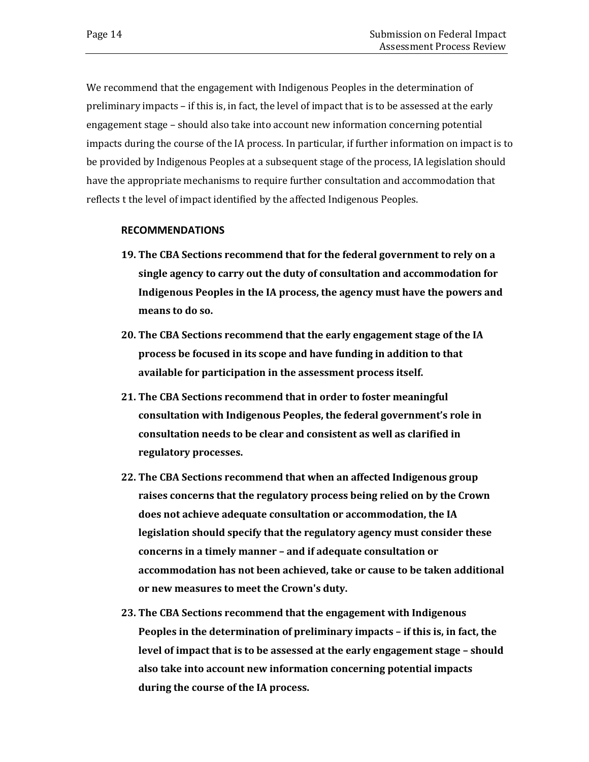We recommend that the engagement with Indigenous Peoples in the determination of preliminary impacts – if this is, in fact, the level of impact that is to be assessed at the early engagement stage – should also take into account new information concerning potential impacts during the course of the IA process. In particular, if further information on impact is to be provided by Indigenous Peoples at a subsequent stage of the process, IA legislation should have the appropriate mechanisms to require further consultation and accommodation that reflects t the level of impact identified by the affected Indigenous Peoples.

**RECOMMENDATIONS**

19. **The CBA Sections recommend that for the federal government to rely on a single agency to carry out the duty of consultation and accommodation for Indigenous Peoples in the IA process, the agency must have the powers and means to do so.**
20. **The CBA Sections recommend that the early engagement stage of the IA process be focused in its scope and have funding in addition to that available for participation in the assessment process itself.**
21. **The CBA Sections recommend that in order to foster meaningful consultation with Indigenous Peoples, the federal government's role in consultation needs to be clear and consistent as well as clarified in regulatory processes.**
22. **The CBA Sections recommend that when an affected Indigenous group raises concerns that the regulatory process being relied on by the Crown does not achieve adequate consultation or accommodation, the IA legislation should specify that the regulatory agency must consider these concerns in a timely manner – and if adequate consultation or accommodation has not been achieved, take or cause to be taken additional or new measures to meet the Crown's duty.**
23. **The CBA Sections recommend that the engagement with Indigenous Peoples in the determination of preliminary impacts – if this is, in fact, the level of impact that is to be assessed at the early engagement stage – should also take into account new information concerning potential impacts during the course of the IA process.**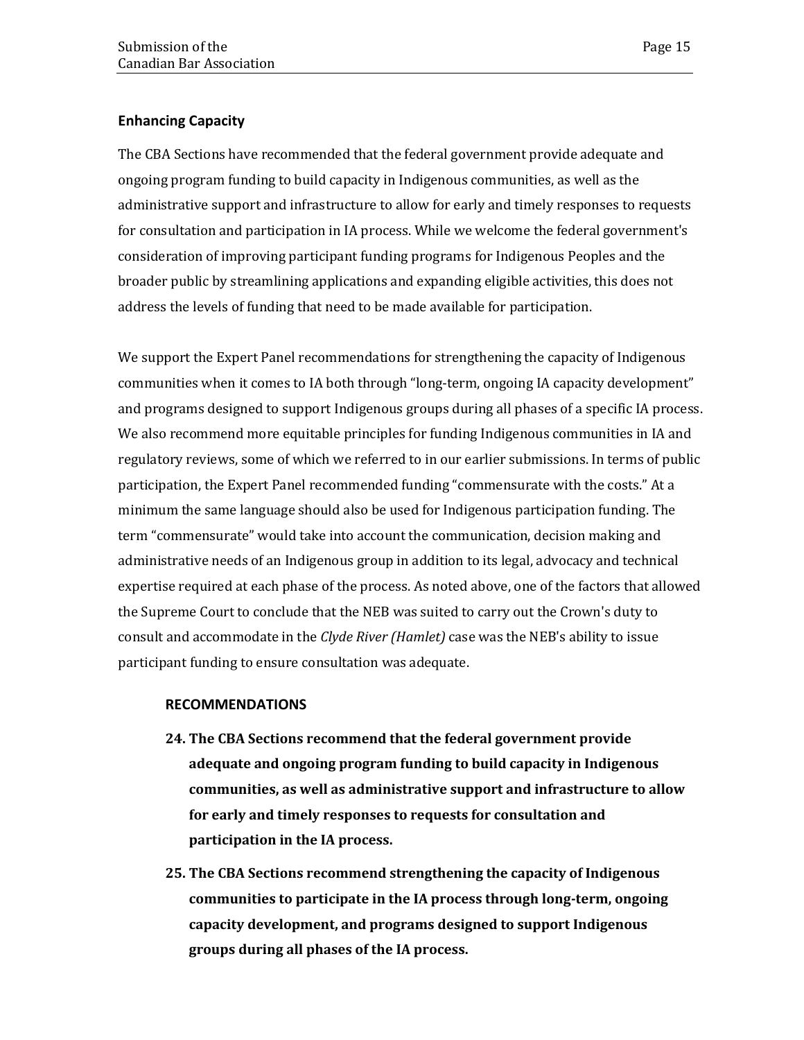### Enhancing Capacity

The CBA Sections have recommended that the federal government provide adequate and ongoing program funding to build capacity in Indigenous communities, as well as the administrative support and infrastructure to allow for early and timely responses to requests for consultation and participation in IA process. While we welcome the federal government's consideration of improving participant funding programs for Indigenous Peoples and the broader public by streamlining applications and expanding eligible activities, this does not address the levels of funding that need to be made available for participation.

We support the Expert Panel recommendations for strengthening the capacity of Indigenous communities when it comes to IA both through "long-term, ongoing IA capacity development" and programs designed to support Indigenous groups during all phases of a specific IA process. We also recommend more equitable principles for funding Indigenous communities in IA and regulatory reviews, some of which we referred to in our earlier submissions. In terms of public participation, the Expert Panel recommended funding "commensurate with the costs." At a minimum the same language should also be used for Indigenous participation funding. The term "commensurate" would take into account the communication, decision making and administrative needs of an Indigenous group in addition to its legal, advocacy and technical expertise required at each phase of the process. As noted above, one of the factors that allowed the Supreme Court to conclude that the NEB was suited to carry out the Crown's duty to consult and accommodate in the *Clyde River (Hamlet)* case was the NEB's ability to issue participant funding to ensure consultation was adequate.

**RECOMMENDATIONS**

24. **The CBA Sections recommend that the federal government provide adequate and ongoing program funding to build capacity in Indigenous communities, as well as administrative support and infrastructure to allow for early and timely responses to requests for consultation and participation in the IA process.**
25. **The CBA Sections recommend strengthening the capacity of Indigenous communities to participate in the IA process through long-term, ongoing capacity development, and programs designed to support Indigenous groups during all phases of the IA process.**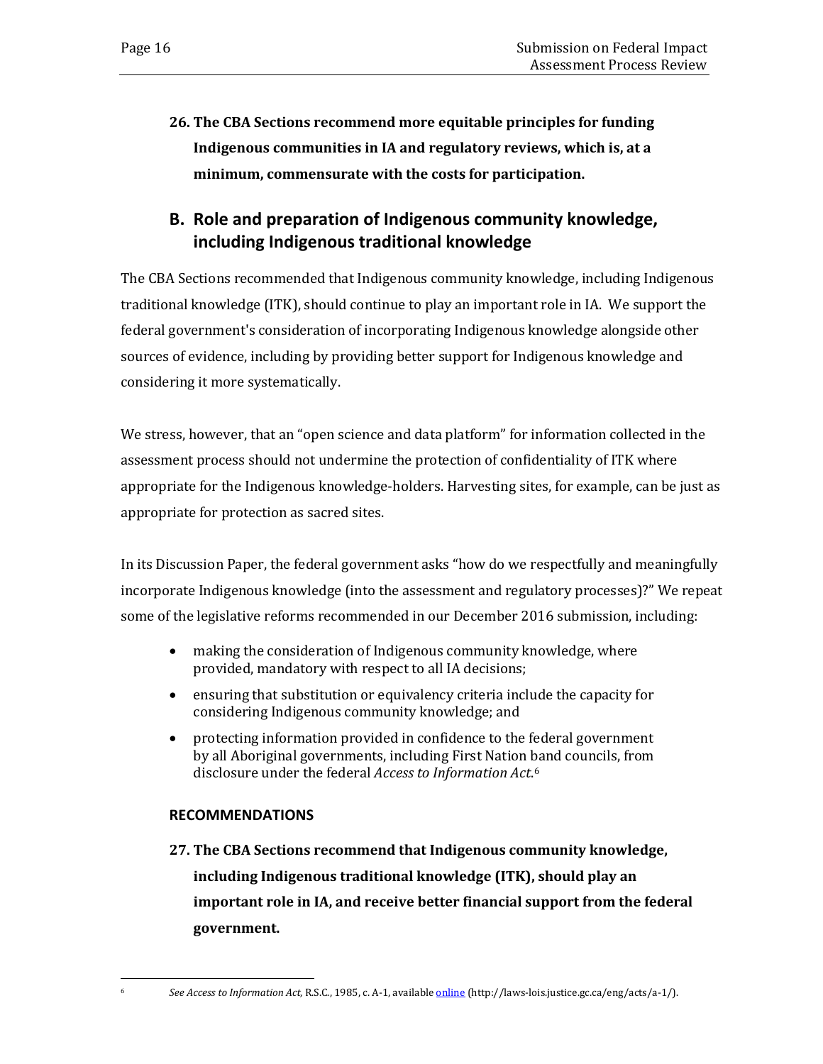**26. The CBA Sections recommend more equitable principles for funding Indigenous communities in IA and regulatory reviews, which is, at a minimum, commensurate with the costs for participation.**

## B. Role and preparation of Indigenous community knowledge, including Indigenous traditional knowledge

The CBA Sections recommended that Indigenous community knowledge, including Indigenous traditional knowledge (ITK), should continue to play an important role in IA. We support the federal government's consideration of incorporating Indigenous knowledge alongside other sources of evidence, including by providing better support for Indigenous knowledge and considering it more systematically.

We stress, however, that an "open science and data platform" for information collected in the assessment process should not undermine the protection of confidentiality of ITK where appropriate for the Indigenous knowledge-holders. Harvesting sites, for example, can be just as appropriate for protection as sacred sites.

In its Discussion Paper, the federal government asks "how do we respectfully and meaningfully incorporate Indigenous knowledge (into the assessment and regulatory processes)?" We repeat some of the legislative reforms recommended in our December 2016 submission, including:

- making the consideration of Indigenous community knowledge, where provided, mandatory with respect to all IA decisions;
- ensuring that substitution or equivalency criteria include the capacity for considering Indigenous community knowledge; and
- protecting information provided in confidence to the federal government by all Aboriginal governments, including First Nation band councils, from disclosure under the federal *Access to Information Act*.[6]

### RECOMMENDATIONS

**27. The CBA Sections recommend that Indigenous community knowledge, including Indigenous traditional knowledge (ITK), should play an important role in IA, and receive better financial support from the federal government.**

---

[6] *See Access to Information Act,* R.S.C., 1985, c. A-1, available online (http://laws-lois.justice.gc.ca/eng/acts/a-1/).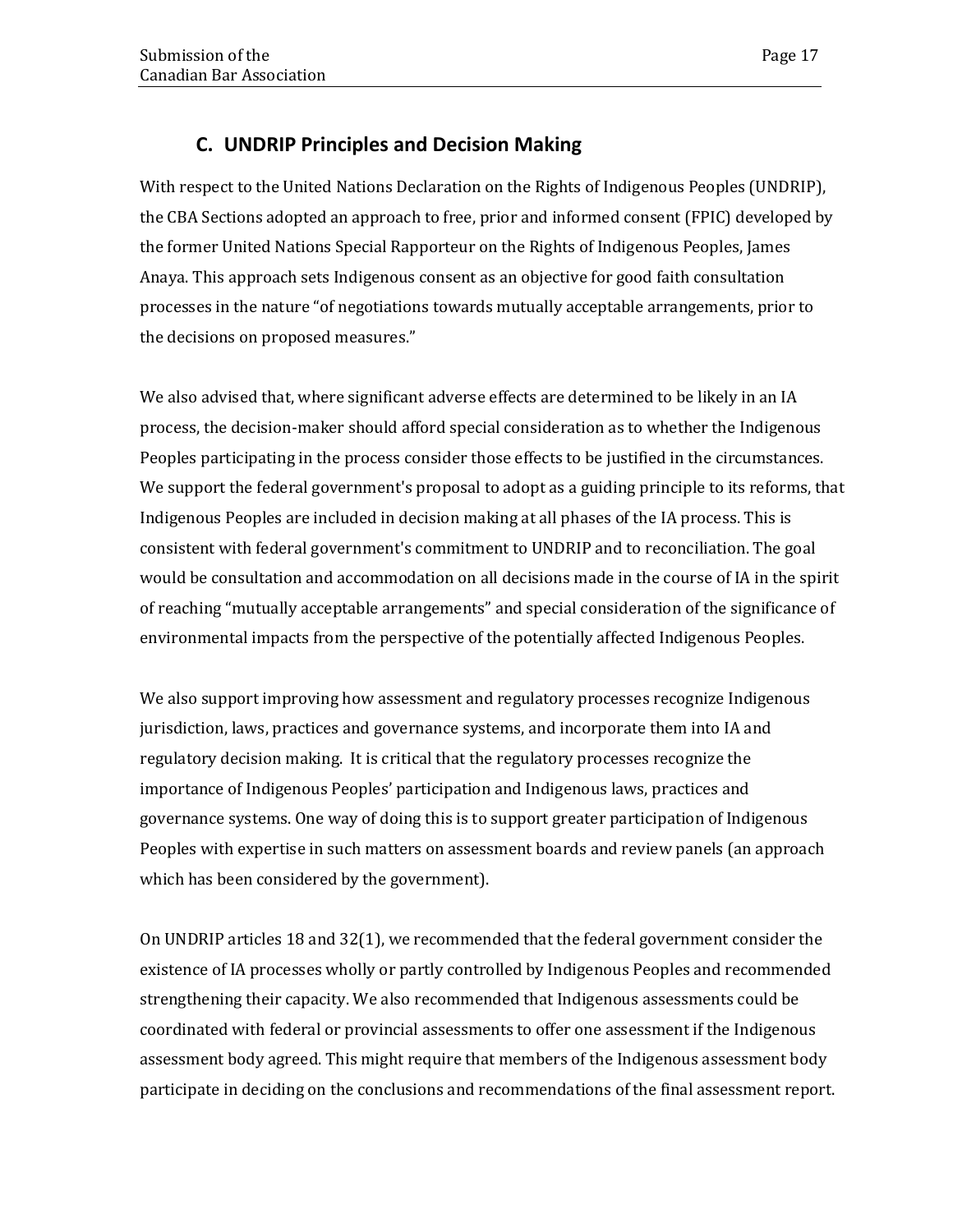## C. UNDRIP Principles and Decision Making

With respect to the United Nations Declaration on the Rights of Indigenous Peoples (UNDRIP), the CBA Sections adopted an approach to free, prior and informed consent (FPIC) developed by the former United Nations Special Rapporteur on the Rights of Indigenous Peoples, James Anaya. This approach sets Indigenous consent as an objective for good faith consultation processes in the nature "of negotiations towards mutually acceptable arrangements, prior to the decisions on proposed measures."

We also advised that, where significant adverse effects are determined to be likely in an IA process, the decision-maker should afford special consideration as to whether the Indigenous Peoples participating in the process consider those effects to be justified in the circumstances. We support the federal government's proposal to adopt as a guiding principle to its reforms, that Indigenous Peoples are included in decision making at all phases of the IA process. This is consistent with federal government's commitment to UNDRIP and to reconciliation. The goal would be consultation and accommodation on all decisions made in the course of IA in the spirit of reaching "mutually acceptable arrangements" and special consideration of the significance of environmental impacts from the perspective of the potentially affected Indigenous Peoples.

We also support improving how assessment and regulatory processes recognize Indigenous jurisdiction, laws, practices and governance systems, and incorporate them into IA and regulatory decision making. It is critical that the regulatory processes recognize the importance of Indigenous Peoples' participation and Indigenous laws, practices and governance systems. One way of doing this is to support greater participation of Indigenous Peoples with expertise in such matters on assessment boards and review panels (an approach which has been considered by the government).

On UNDRIP articles 18 and 32(1), we recommended that the federal government consider the existence of IA processes wholly or partly controlled by Indigenous Peoples and recommended strengthening their capacity. We also recommended that Indigenous assessments could be coordinated with federal or provincial assessments to offer one assessment if the Indigenous assessment body agreed. This might require that members of the Indigenous assessment body participate in deciding on the conclusions and recommendations of the final assessment report.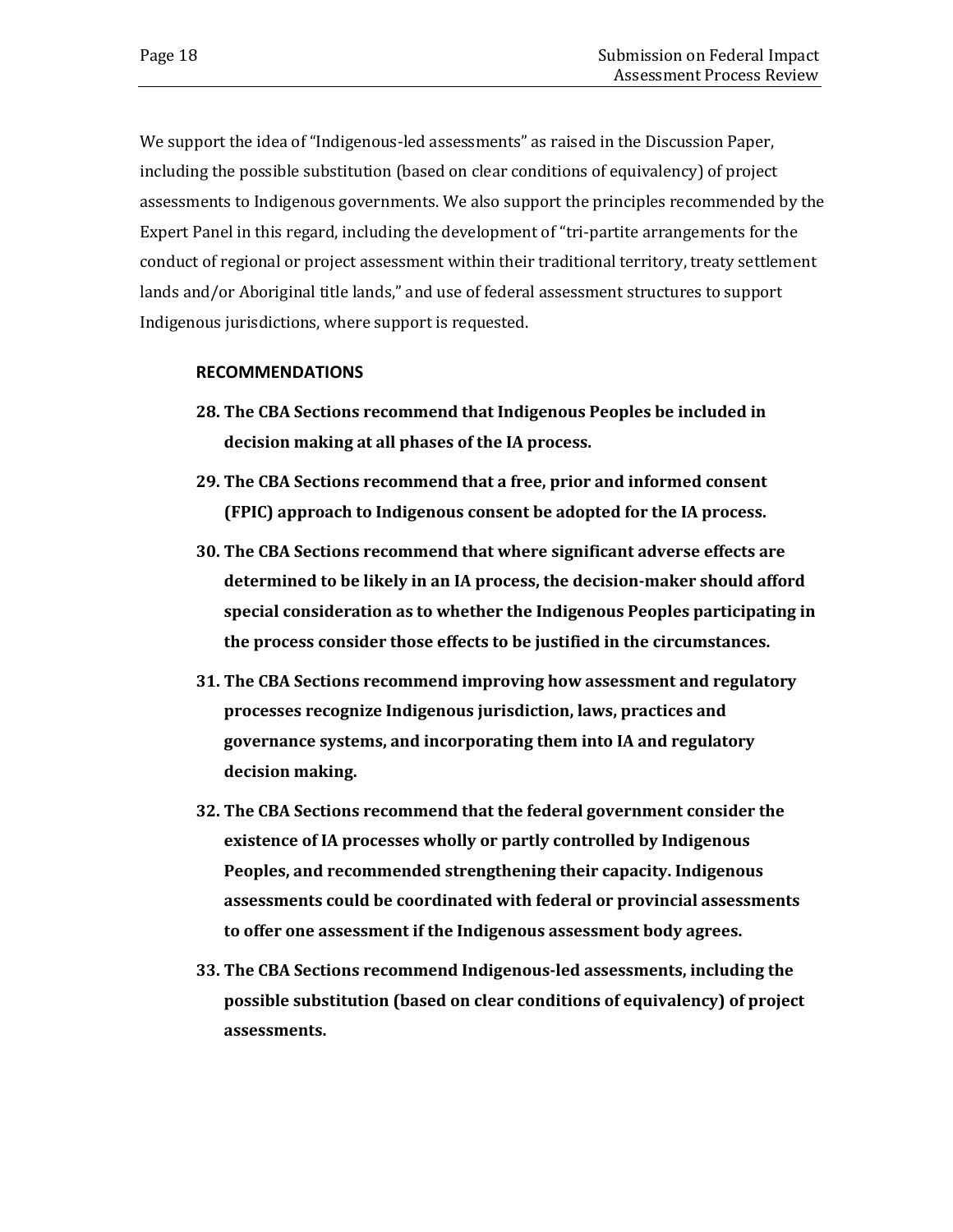We support the idea of "Indigenous-led assessments" as raised in the Discussion Paper, including the possible substitution (based on clear conditions of equivalency) of project assessments to Indigenous governments. We also support the principles recommended by the Expert Panel in this regard, including the development of "tri-partite arrangements for the conduct of regional or project assessment within their traditional territory, treaty settlement lands and/or Aboriginal title lands," and use of federal assessment structures to support Indigenous jurisdictions, where support is requested.

**RECOMMENDATIONS**

28. **The CBA Sections recommend that Indigenous Peoples be included in decision making at all phases of the IA process.**
29. **The CBA Sections recommend that a free, prior and informed consent (FPIC) approach to Indigenous consent be adopted for the IA process.**
30. **The CBA Sections recommend that where significant adverse effects are determined to be likely in an IA process, the decision-maker should afford special consideration as to whether the Indigenous Peoples participating in the process consider those effects to be justified in the circumstances.**
31. **The CBA Sections recommend improving how assessment and regulatory processes recognize Indigenous jurisdiction, laws, practices and governance systems, and incorporating them into IA and regulatory decision making.**
32. **The CBA Sections recommend that the federal government consider the existence of IA processes wholly or partly controlled by Indigenous Peoples, and recommended strengthening their capacity. Indigenous assessments could be coordinated with federal or provincial assessments to offer one assessment if the Indigenous assessment body agrees.**
33. **The CBA Sections recommend Indigenous-led assessments, including the possible substitution (based on clear conditions of equivalency) of project assessments.**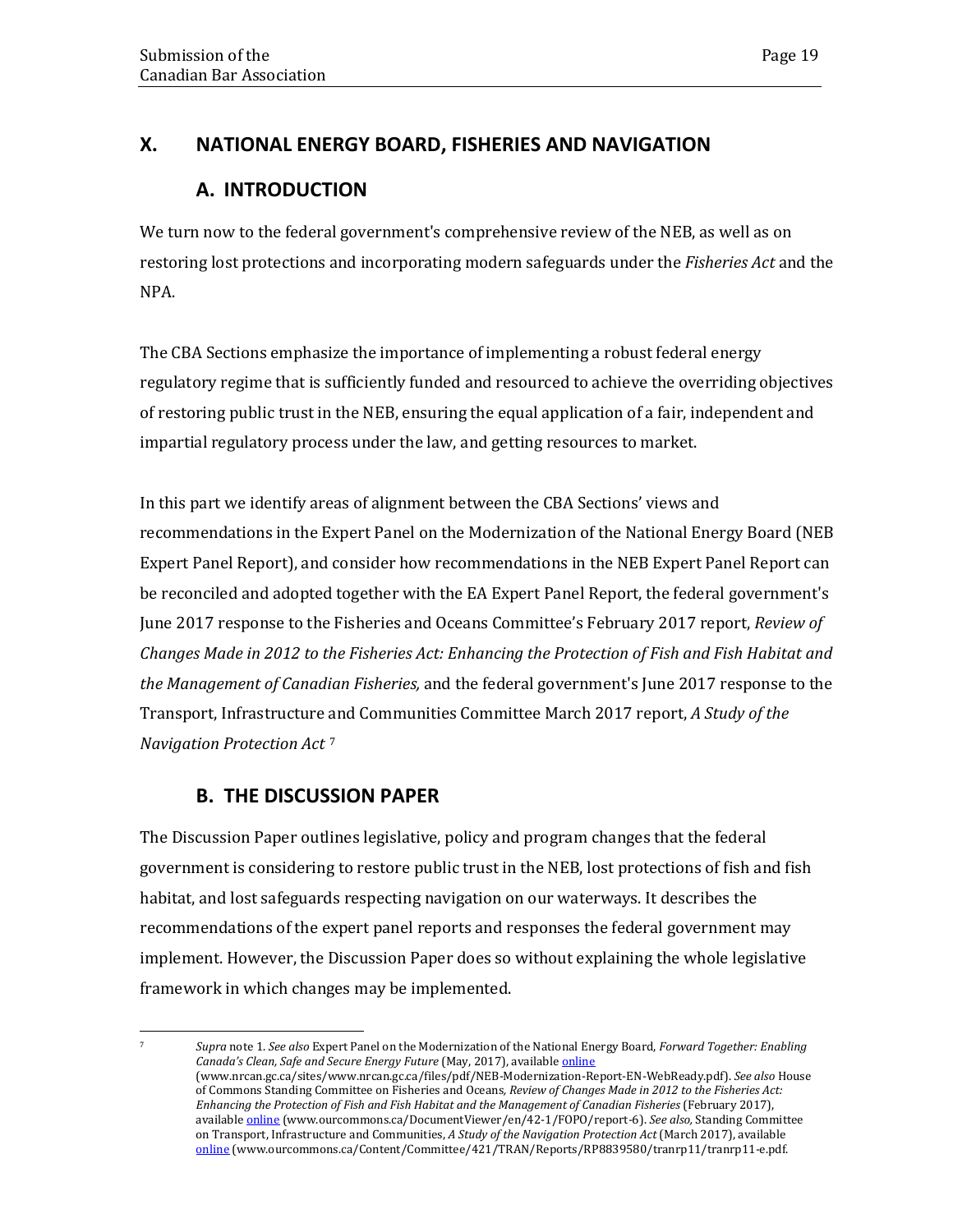## X. NATIONAL ENERGY BOARD, FISHERIES AND NAVIGATION

### A. INTRODUCTION

We turn now to the federal government's comprehensive review of the NEB, as well as on restoring lost protections and incorporating modern safeguards under the *Fisheries Act* and the NPA.

The CBA Sections emphasize the importance of implementing a robust federal energy regulatory regime that is sufficiently funded and resourced to achieve the overriding objectives of restoring public trust in the NEB, ensuring the equal application of a fair, independent and impartial regulatory process under the law, and getting resources to market.

In this part we identify areas of alignment between the CBA Sections' views and recommendations in the Expert Panel on the Modernization of the National Energy Board (NEB Expert Panel Report), and consider how recommendations in the NEB Expert Panel Report can be reconciled and adopted together with the EA Expert Panel Report, the federal government's June 2017 response to the Fisheries and Oceans Committee's February 2017 report, *Review of Changes Made in 2012 to the Fisheries Act: Enhancing the Protection of Fish and Fish Habitat and the Management of Canadian Fisheries,* and the federal government's June 2017 response to the Transport, Infrastructure and Communities Committee March 2017 report, *A Study of the Navigation Protection Act* [7]

### B. THE DISCUSSION PAPER

The Discussion Paper outlines legislative, policy and program changes that the federal government is considering to restore public trust in the NEB, lost protections of fish and fish habitat, and lost safeguards respecting navigation on our waterways. It describes the recommendations of the expert panel reports and responses the federal government may implement. However, the Discussion Paper does so without explaining the whole legislative framework in which changes may be implemented.

---

[7] *Supra* note 1. *See also* Expert Panel on the Modernization of the National Energy Board, *Forward Together: Enabling Canada's Clean, Safe and Secure Energy Future* (May, 2017), available online (www.nrcan.gc.ca/sites/www.nrcan.gc.ca/files/pdf/NEB-Modernization-Report-EN-WebReady.pdf). *See also* House of Commons Standing Committee on Fisheries and Oceans, *Review of Changes Made in 2012 to the Fisheries Act: Enhancing the Protection of Fish and Fish Habitat and the Management of Canadian Fisheries* (February 2017), available online (www.ourcommons.ca/DocumentViewer/en/42-1/FOPO/report-6). *See also,* Standing Committee on Transport, Infrastructure and Communities, *A Study of the Navigation Protection Act* (March 2017), available online (www.ourcommons.ca/Content/Committee/421/TRAN/Reports/RP8839580/tranrp11/tranrp11-e.pdf.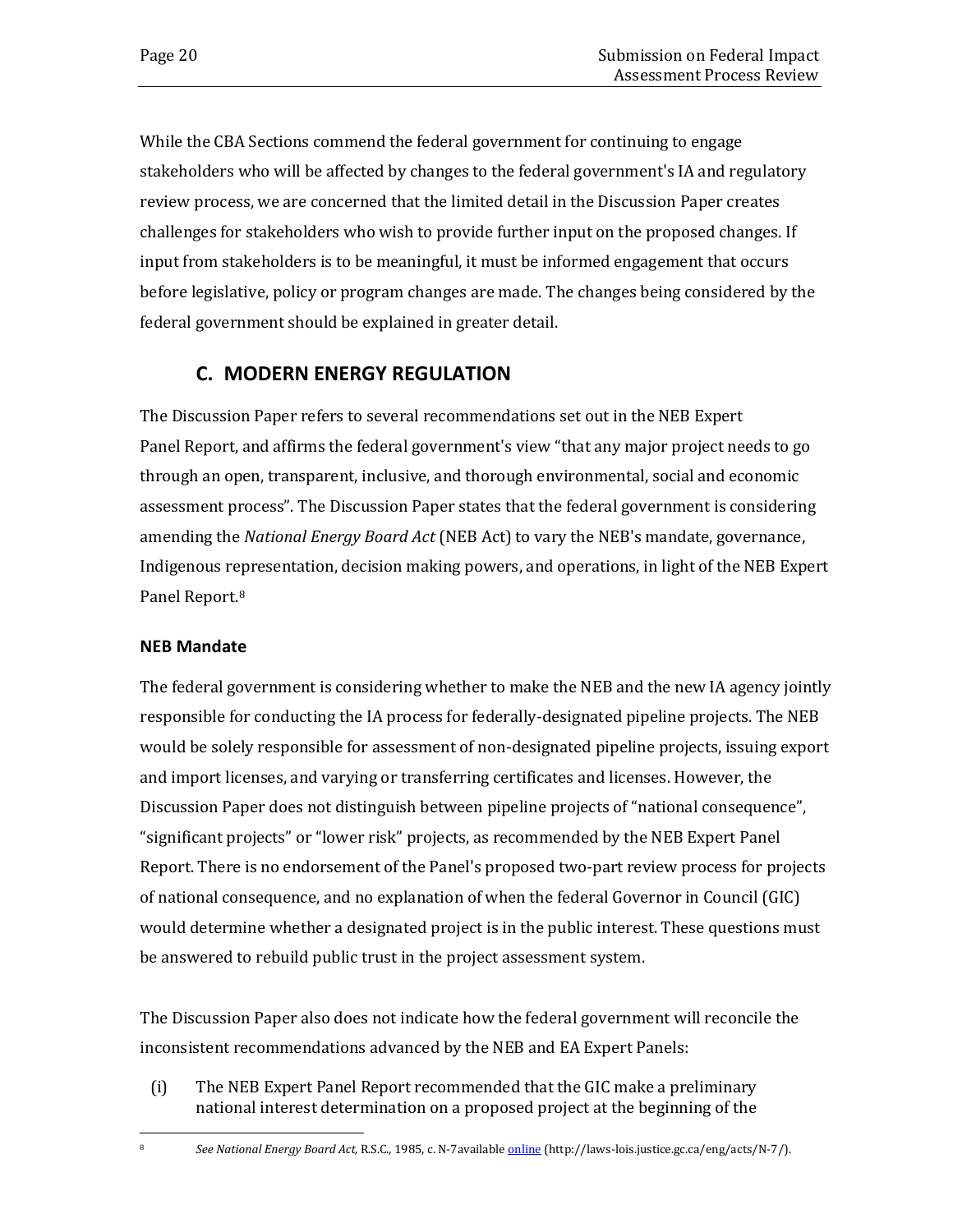While the CBA Sections commend the federal government for continuing to engage stakeholders who will be affected by changes to the federal government's IA and regulatory review process, we are concerned that the limited detail in the Discussion Paper creates challenges for stakeholders who wish to provide further input on the proposed changes. If input from stakeholders is to be meaningful, it must be informed engagement that occurs before legislative, policy or program changes are made. The changes being considered by the federal government should be explained in greater detail.

## C. MODERN ENERGY REGULATION

The Discussion Paper refers to several recommendations set out in the NEB Expert Panel Report, and affirms the federal government's view "that any major project needs to go through an open, transparent, inclusive, and thorough environmental, social and economic assessment process". The Discussion Paper states that the federal government is considering amending the *National Energy Board Act* (NEB Act) to vary the NEB's mandate, governance, Indigenous representation, decision making powers, and operations, in light of the NEB Expert Panel Report.[8]

### NEB Mandate

The federal government is considering whether to make the NEB and the new IA agency jointly responsible for conducting the IA process for federally-designated pipeline projects. The NEB would be solely responsible for assessment of non-designated pipeline projects, issuing export and import licenses, and varying or transferring certificates and licenses. However, the Discussion Paper does not distinguish between pipeline projects of "national consequence", "significant projects" or "lower risk" projects, as recommended by the NEB Expert Panel Report. There is no endorsement of the Panel's proposed two-part review process for projects of national consequence, and no explanation of when the federal Governor in Council (GIC) would determine whether a designated project is in the public interest. These questions must be answered to rebuild public trust in the project assessment system.

The Discussion Paper also does not indicate how the federal government will reconcile the inconsistent recommendations advanced by the NEB and EA Expert Panels:

(i) The NEB Expert Panel Report recommended that the GIC make a preliminary national interest determination on a proposed project at the beginning of the

---

[8] *See National Energy Board Act*, R.S.C., 1985, c. N-7available online (http://laws-lois.justice.gc.ca/eng/acts/N-7/).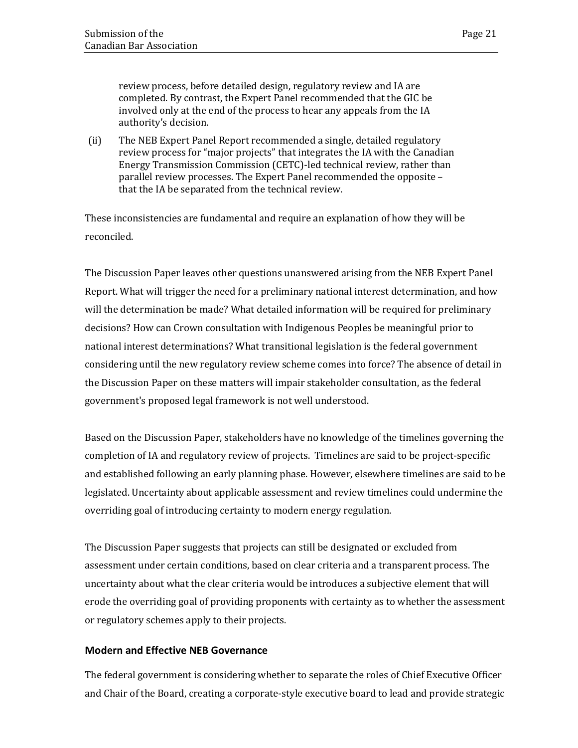review process, before detailed design, regulatory review and IA are completed. By contrast, the Expert Panel recommended that the GIC be involved only at the end of the process to hear any appeals from the IA authority's decision.

(ii) The NEB Expert Panel Report recommended a single, detailed regulatory review process for "major projects" that integrates the IA with the Canadian Energy Transmission Commission (CETC)-led technical review, rather than parallel review processes. The Expert Panel recommended the opposite – that the IA be separated from the technical review.

These inconsistencies are fundamental and require an explanation of how they will be reconciled.

The Discussion Paper leaves other questions unanswered arising from the NEB Expert Panel Report. What will trigger the need for a preliminary national interest determination, and how will the determination be made? What detailed information will be required for preliminary decisions? How can Crown consultation with Indigenous Peoples be meaningful prior to national interest determinations? What transitional legislation is the federal government considering until the new regulatory review scheme comes into force? The absence of detail in the Discussion Paper on these matters will impair stakeholder consultation, as the federal government's proposed legal framework is not well understood.

Based on the Discussion Paper, stakeholders have no knowledge of the timelines governing the completion of IA and regulatory review of projects. Timelines are said to be project-specific and established following an early planning phase. However, elsewhere timelines are said to be legislated. Uncertainty about applicable assessment and review timelines could undermine the overriding goal of introducing certainty to modern energy regulation.

The Discussion Paper suggests that projects can still be designated or excluded from assessment under certain conditions, based on clear criteria and a transparent process. The uncertainty about what the clear criteria would be introduces a subjective element that will erode the overriding goal of providing proponents with certainty as to whether the assessment or regulatory schemes apply to their projects.

### Modern and Effective NEB Governance

The federal government is considering whether to separate the roles of Chief Executive Officer and Chair of the Board, creating a corporate-style executive board to lead and provide strategic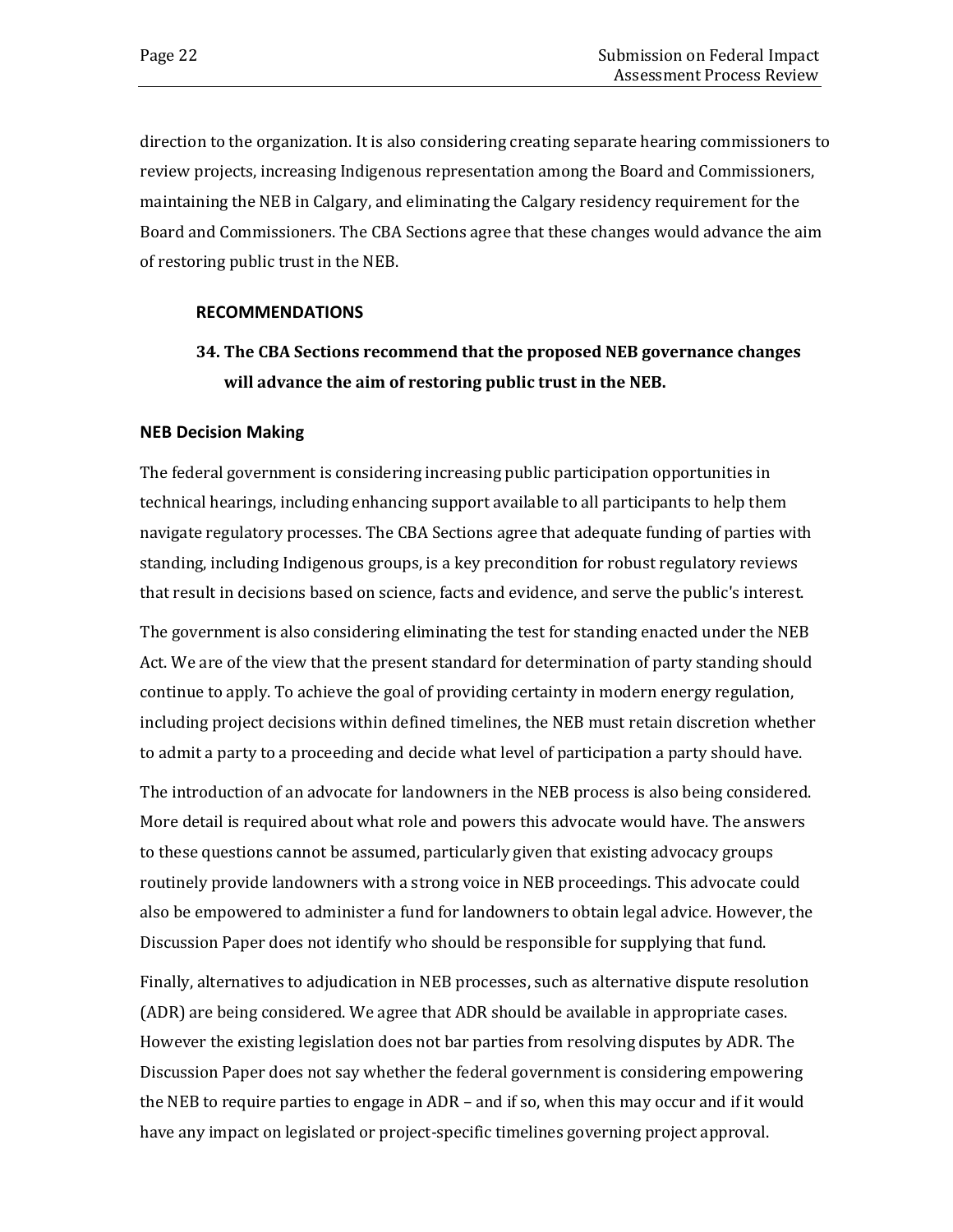direction to the organization. It is also considering creating separate hearing commissioners to review projects, increasing Indigenous representation among the Board and Commissioners, maintaining the NEB in Calgary, and eliminating the Calgary residency requirement for the Board and Commissioners. The CBA Sections agree that these changes would advance the aim of restoring public trust in the NEB.

**RECOMMENDATIONS**

**34. The CBA Sections recommend that the proposed NEB governance changes will advance the aim of restoring public trust in the NEB.**

### NEB Decision Making

The federal government is considering increasing public participation opportunities in technical hearings, including enhancing support available to all participants to help them navigate regulatory processes. The CBA Sections agree that adequate funding of parties with standing, including Indigenous groups, is a key precondition for robust regulatory reviews that result in decisions based on science, facts and evidence, and serve the public's interest.

The government is also considering eliminating the test for standing enacted under the NEB Act. We are of the view that the present standard for determination of party standing should continue to apply. To achieve the goal of providing certainty in modern energy regulation, including project decisions within defined timelines, the NEB must retain discretion whether to admit a party to a proceeding and decide what level of participation a party should have.

The introduction of an advocate for landowners in the NEB process is also being considered. More detail is required about what role and powers this advocate would have. The answers to these questions cannot be assumed, particularly given that existing advocacy groups routinely provide landowners with a strong voice in NEB proceedings. This advocate could also be empowered to administer a fund for landowners to obtain legal advice. However, the Discussion Paper does not identify who should be responsible for supplying that fund.

Finally, alternatives to adjudication in NEB processes, such as alternative dispute resolution (ADR) are being considered. We agree that ADR should be available in appropriate cases. However the existing legislation does not bar parties from resolving disputes by ADR. The Discussion Paper does not say whether the federal government is considering empowering the NEB to require parties to engage in ADR – and if so, when this may occur and if it would have any impact on legislated or project-specific timelines governing project approval.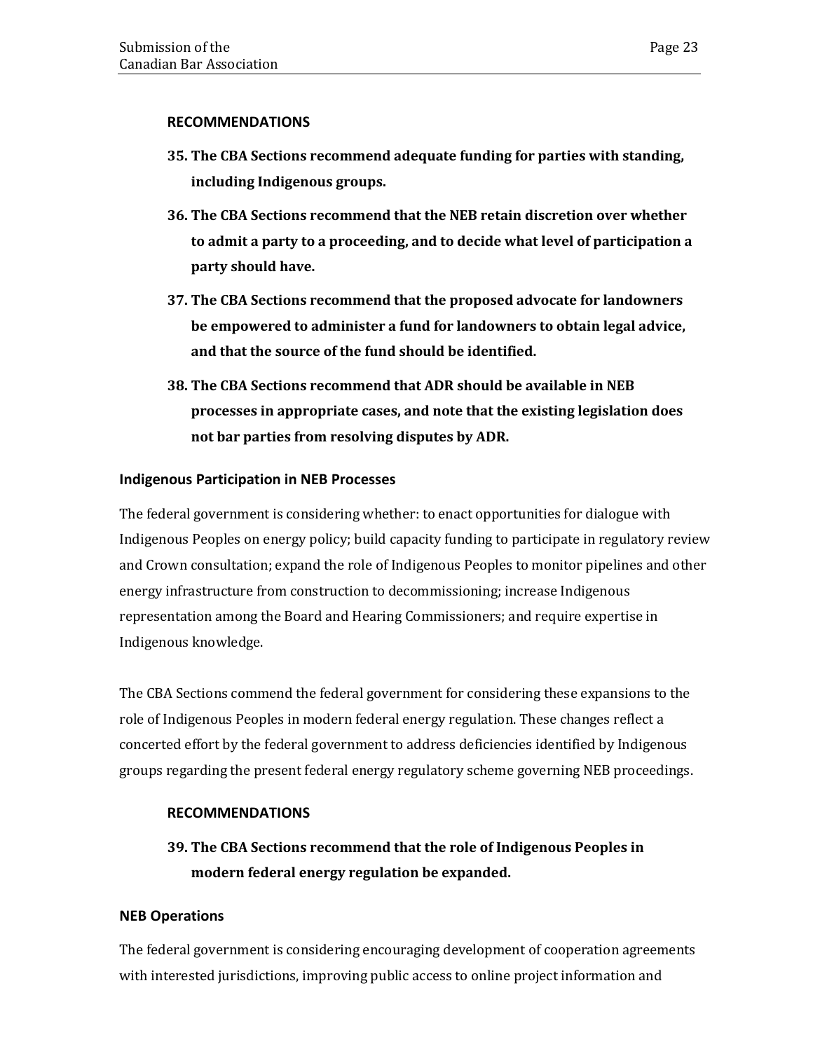### RECOMMENDATIONS

35. **The CBA Sections recommend adequate funding for parties with standing, including Indigenous groups.**
36. **The CBA Sections recommend that the NEB retain discretion over whether to admit a party to a proceeding, and to decide what level of participation a party should have.**
37. **The CBA Sections recommend that the proposed advocate for landowners be empowered to administer a fund for landowners to obtain legal advice, and that the source of the fund should be identified.**
38. **The CBA Sections recommend that ADR should be available in NEB processes in appropriate cases, and note that the existing legislation does not bar parties from resolving disputes by ADR.**

## Indigenous Participation in NEB Processes

The federal government is considering whether: to enact opportunities for dialogue with Indigenous Peoples on energy policy; build capacity funding to participate in regulatory review and Crown consultation; expand the role of Indigenous Peoples to monitor pipelines and other energy infrastructure from construction to decommissioning; increase Indigenous representation among the Board and Hearing Commissioners; and require expertise in Indigenous knowledge.

The CBA Sections commend the federal government for considering these expansions to the role of Indigenous Peoples in modern federal energy regulation. These changes reflect a concerted effort by the federal government to address deficiencies identified by Indigenous groups regarding the present federal energy regulatory scheme governing NEB proceedings.

### RECOMMENDATIONS

39. **The CBA Sections recommend that the role of Indigenous Peoples in modern federal energy regulation be expanded.**

## NEB Operations

The federal government is considering encouraging development of cooperation agreements with interested jurisdictions, improving public access to online project information and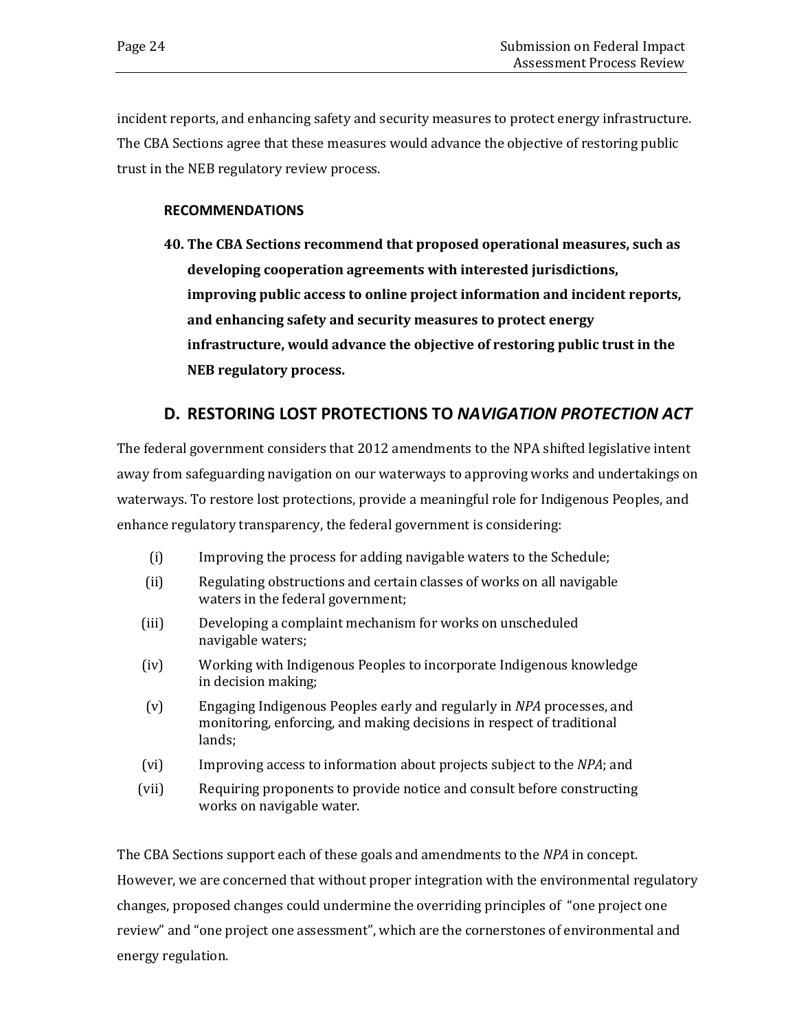incident reports, and enhancing safety and security measures to protect energy infrastructure. The CBA Sections agree that these measures would advance the objective of restoring public trust in the NEB regulatory review process.

**RECOMMENDATIONS**

**40. The CBA Sections recommend that proposed operational measures, such as developing cooperation agreements with interested jurisdictions, improving public access to online project information and incident reports, and enhancing safety and security measures to protect energy infrastructure, would advance the objective of restoring public trust in the NEB regulatory process.**

## D. RESTORING LOST PROTECTIONS TO *NAVIGATION PROTECTION ACT*

The federal government considers that 2012 amendments to the NPA shifted legislative intent away from safeguarding navigation on our waterways to approving works and undertakings on waterways. To restore lost protections, provide a meaningful role for Indigenous Peoples, and enhance regulatory transparency, the federal government is considering:

(i) Improving the process for adding navigable waters to the Schedule;

(ii) Regulating obstructions and certain classes of works on all navigable waters in the federal government;

(iii) Developing a complaint mechanism for works on unscheduled navigable waters;

(iv) Working with Indigenous Peoples to incorporate Indigenous knowledge in decision making;

(v) Engaging Indigenous Peoples early and regularly in *NPA* processes, and monitoring, enforcing, and making decisions in respect of traditional lands;

(vi) Improving access to information about projects subject to the *NPA*; and

(vii) Requiring proponents to provide notice and consult before constructing works on navigable water.

The CBA Sections support each of these goals and amendments to the *NPA* in concept. However, we are concerned that without proper integration with the environmental regulatory changes, proposed changes could undermine the overriding principles of "one project one review" and "one project one assessment", which are the cornerstones of environmental and energy regulation.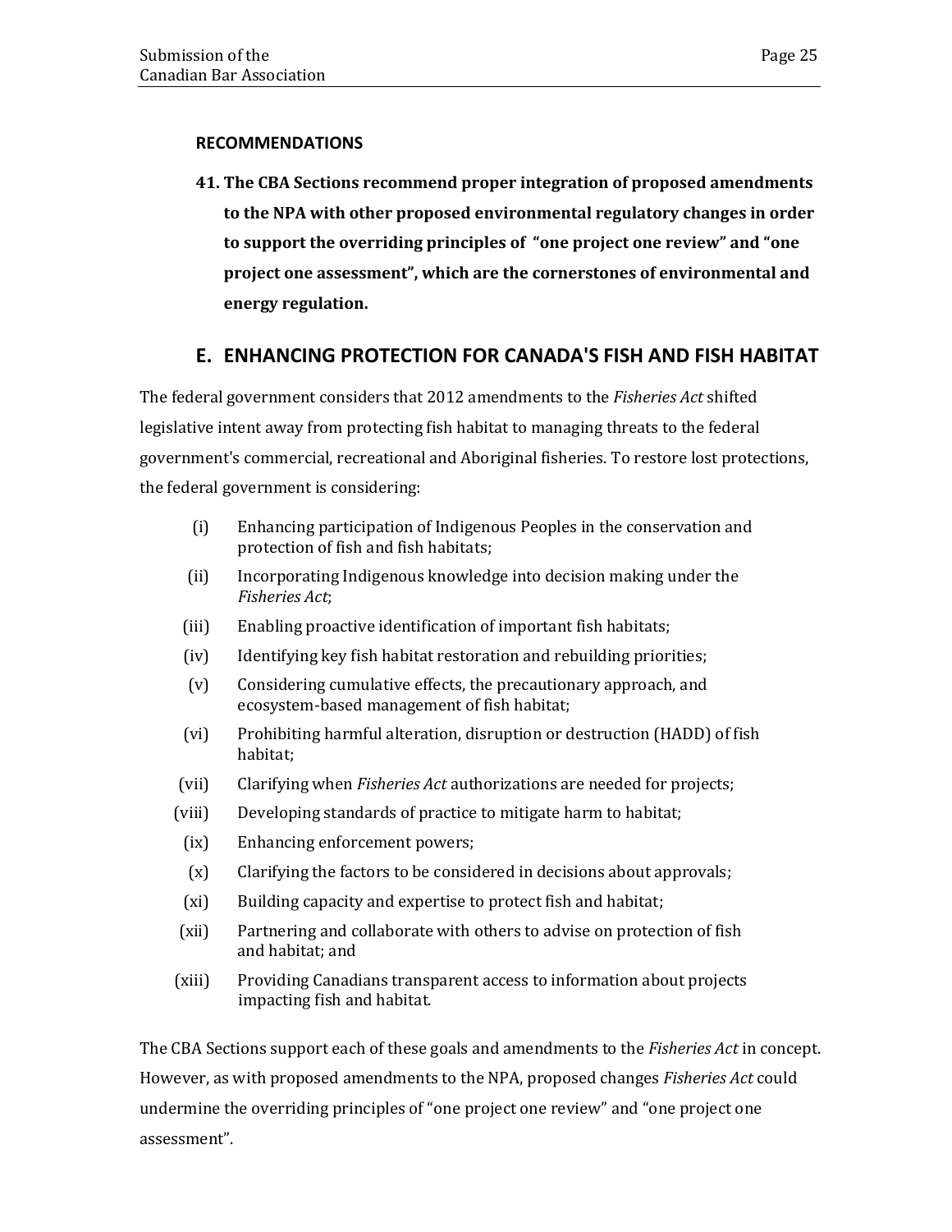### RECOMMENDATIONS

**41. The CBA Sections recommend proper integration of proposed amendments to the NPA with other proposed environmental regulatory changes in order to support the overriding principles of "one project one review" and "one project one assessment", which are the cornerstones of environmental and energy regulation.**

## E. ENHANCING PROTECTION FOR CANADA'S FISH AND FISH HABITAT

The federal government considers that 2012 amendments to the *Fisheries Act* shifted legislative intent away from protecting fish habitat to managing threats to the federal government's commercial, recreational and Aboriginal fisheries. To restore lost protections, the federal government is considering:

(i) Enhancing participation of Indigenous Peoples in the conservation and protection of fish and fish habitats;

(ii) Incorporating Indigenous knowledge into decision making under the *Fisheries Act*;

(iii) Enabling proactive identification of important fish habitats;

(iv) Identifying key fish habitat restoration and rebuilding priorities;

(v) Considering cumulative effects, the precautionary approach, and ecosystem-based management of fish habitat;

(vi) Prohibiting harmful alteration, disruption or destruction (HADD) of fish habitat;

(vii) Clarifying when *Fisheries Act* authorizations are needed for projects;

(viii) Developing standards of practice to mitigate harm to habitat;

(ix) Enhancing enforcement powers;

(x) Clarifying the factors to be considered in decisions about approvals;

(xi) Building capacity and expertise to protect fish and habitat;

(xii) Partnering and collaborate with others to advise on protection of fish and habitat; and

(xiii) Providing Canadians transparent access to information about projects impacting fish and habitat.

The CBA Sections support each of these goals and amendments to the *Fisheries Act* in concept. However, as with proposed amendments to the NPA, proposed changes *Fisheries Act* could undermine the overriding principles of "one project one review" and "one project one assessment".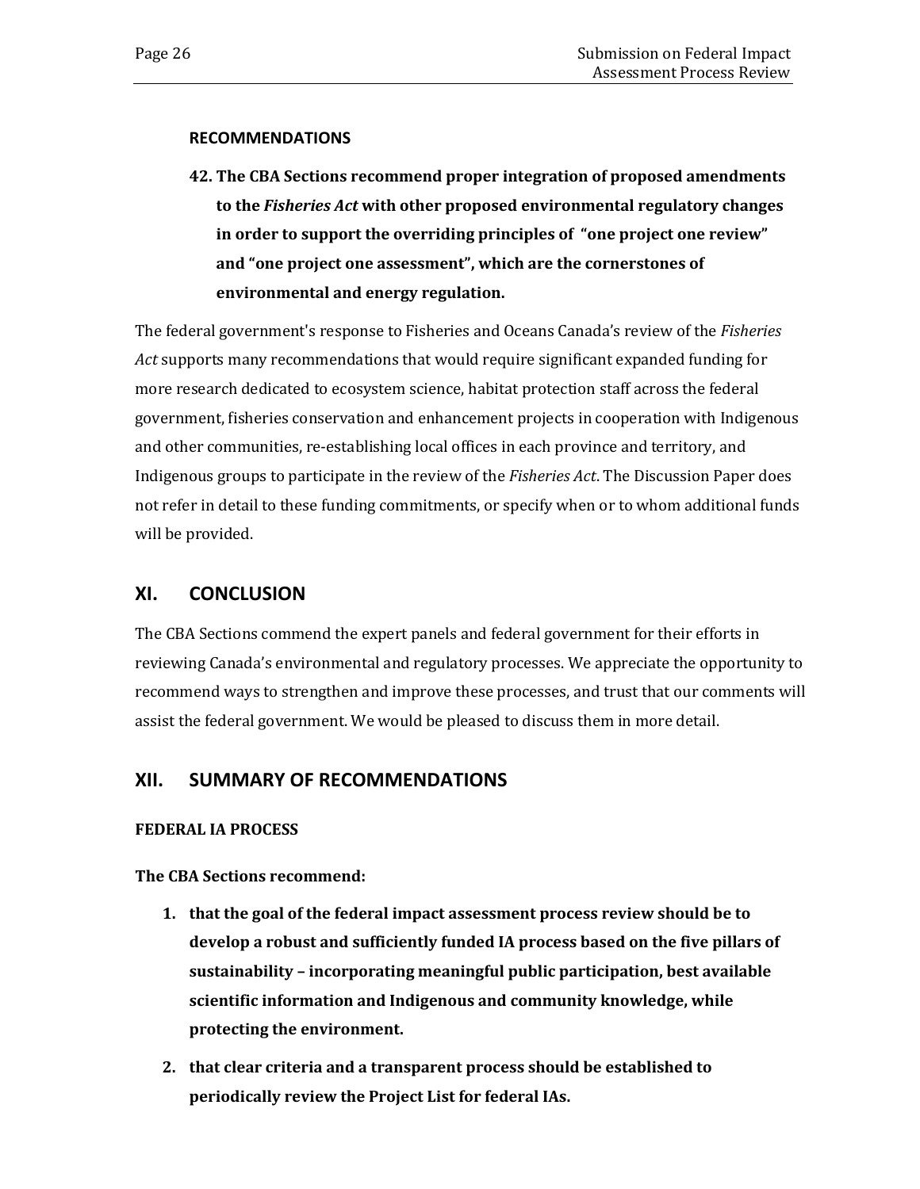**RECOMMENDATIONS**

42. **The CBA Sections recommend proper integration of proposed amendments to the *Fisheries Act* with other proposed environmental regulatory changes in order to support the overriding principles of "one project one review" and "one project one assessment", which are the cornerstones of environmental and energy regulation.**

The federal government's response to Fisheries and Oceans Canada's review of the *Fisheries Act* supports many recommendations that would require significant expanded funding for more research dedicated to ecosystem science, habitat protection staff across the federal government, fisheries conservation and enhancement projects in cooperation with Indigenous and other communities, re-establishing local offices in each province and territory, and Indigenous groups to participate in the review of the *Fisheries Act*. The Discussion Paper does not refer in detail to these funding commitments, or specify when or to whom additional funds will be provided.

## XI. CONCLUSION

The CBA Sections commend the expert panels and federal government for their efforts in reviewing Canada's environmental and regulatory processes. We appreciate the opportunity to recommend ways to strengthen and improve these processes, and trust that our comments will assist the federal government. We would be pleased to discuss them in more detail.

## XII. SUMMARY OF RECOMMENDATIONS

**FEDERAL IA PROCESS**

**The CBA Sections recommend:**

1. **that the goal of the federal impact assessment process review should be to develop a robust and sufficiently funded IA process based on the five pillars of sustainability – incorporating meaningful public participation, best available scientific information and Indigenous and community knowledge, while protecting the environment.**
2. **that clear criteria and a transparent process should be established to periodically review the Project List for federal IAs.**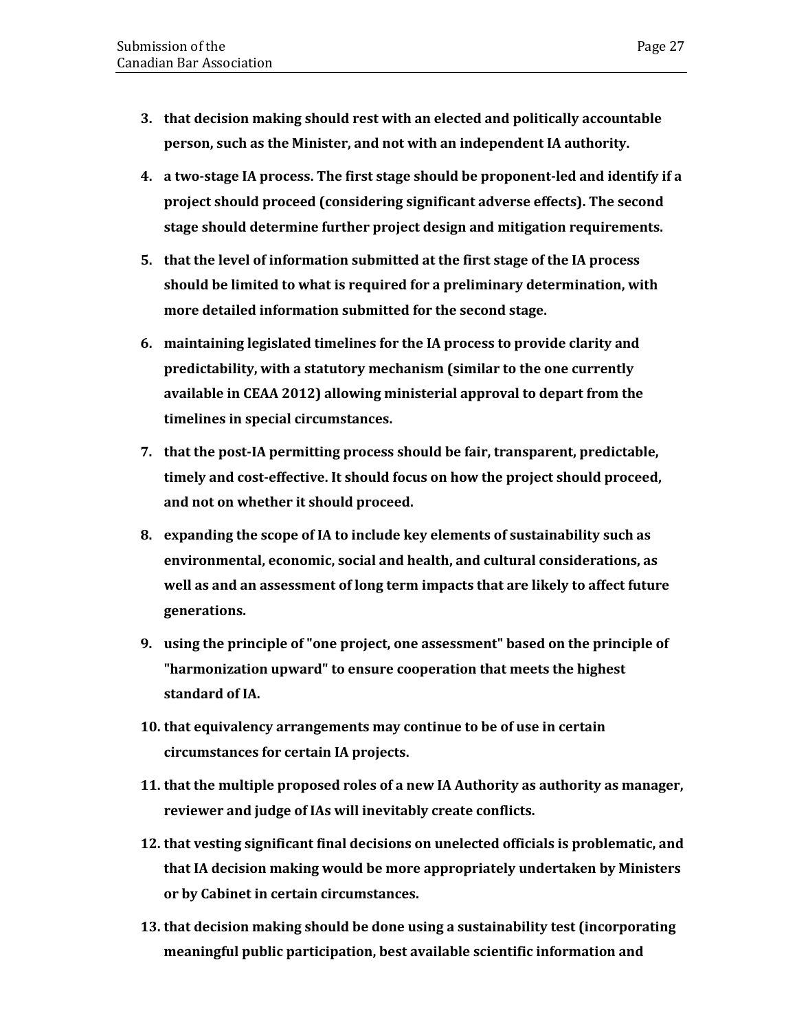3. **that decision making should rest with an elected and politically accountable person, such as the Minister, and not with an independent IA authority.**

4. **a two-stage IA process. The first stage should be proponent-led and identify if a project should proceed (considering significant adverse effects). The second stage should determine further project design and mitigation requirements.**

5. **that the level of information submitted at the first stage of the IA process should be limited to what is required for a preliminary determination, with more detailed information submitted for the second stage.**

6. **maintaining legislated timelines for the IA process to provide clarity and predictability, with a statutory mechanism (similar to the one currently available in CEAA 2012) allowing ministerial approval to depart from the timelines in special circumstances.**

7. **that the post-IA permitting process should be fair, transparent, predictable, timely and cost-effective. It should focus on how the project should proceed, and not on whether it should proceed.**

8. **expanding the scope of IA to include key elements of sustainability such as environmental, economic, social and health, and cultural considerations, as well as and an assessment of long term impacts that are likely to affect future generations.**

9. **using the principle of "one project, one assessment" based on the principle of "harmonization upward" to ensure cooperation that meets the highest standard of IA.**

10. **that equivalency arrangements may continue to be of use in certain circumstances for certain IA projects.**

11. **that the multiple proposed roles of a new IA Authority as authority as manager, reviewer and judge of IAs will inevitably create conflicts.**

12. **that vesting significant final decisions on unelected officials is problematic, and that IA decision making would be more appropriately undertaken by Ministers or by Cabinet in certain circumstances.**

13. **that decision making should be done using a sustainability test (incorporating meaningful public participation, best available scientific information and**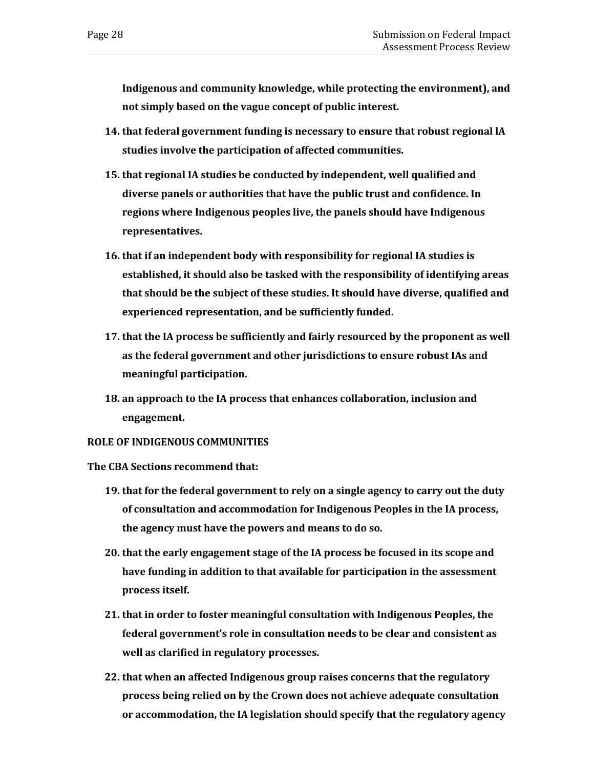**Indigenous and community knowledge, while protecting the environment), and not simply based on the vague concept of public interest.**

14. **that federal government funding is necessary to ensure that robust regional lA studies involve the participation of affected communities.**

15. **that regional IA studies be conducted by independent, well qualified and diverse panels or authorities that have the public trust and confidence. In regions where Indigenous peoples live, the panels should have Indigenous representatives.**

16. **that if an independent body with responsibility for regional IA studies is established, it should also be tasked with the responsibility of identifying areas that should be the subject of these studies. It should have diverse, qualified and experienced representation, and be sufficiently funded.**

17. **that the IA process be sufficiently and fairly resourced by the proponent as well as the federal government and other jurisdictions to ensure robust IAs and meaningful participation.**

18. **an approach to the IA process that enhances collaboration, inclusion and engagement.**

**ROLE OF INDIGENOUS COMMUNITIES**

**The CBA Sections recommend that:**

19. **that for the federal government to rely on a single agency to carry out the duty of consultation and accommodation for Indigenous Peoples in the IA process, the agency must have the powers and means to do so.**

20. **that the early engagement stage of the IA process be focused in its scope and have funding in addition to that available for participation in the assessment process itself.**

21. **that in order to foster meaningful consultation with Indigenous Peoples, the federal government's role in consultation needs to be clear and consistent as well as clarified in regulatory processes.**

22. **that when an affected Indigenous group raises concerns that the regulatory process being relied on by the Crown does not achieve adequate consultation or accommodation, the IA legislation should specify that the regulatory agency**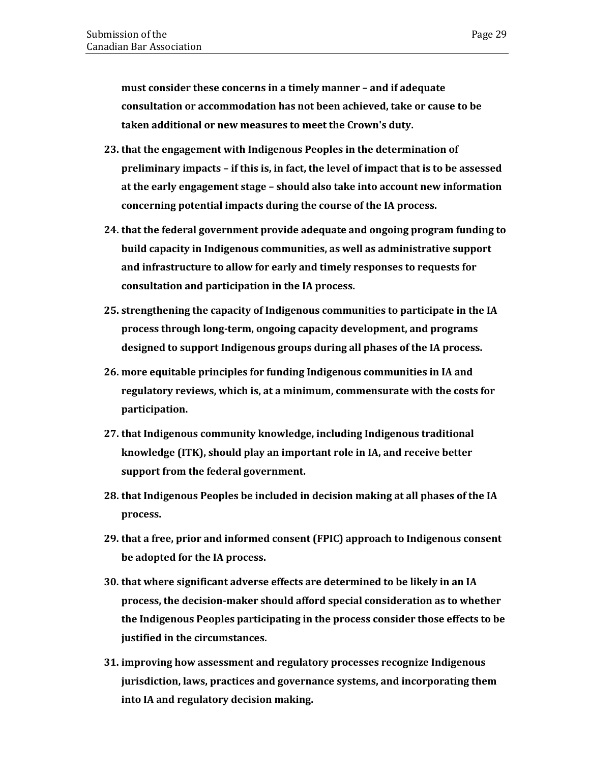**must consider these concerns in a timely manner – and if adequate consultation or accommodation has not been achieved, take or cause to be taken additional or new measures to meet the Crown's duty.**

23. **that the engagement with Indigenous Peoples in the determination of preliminary impacts – if this is, in fact, the level of impact that is to be assessed at the early engagement stage – should also take into account new information concerning potential impacts during the course of the IA process.**

24. **that the federal government provide adequate and ongoing program funding to build capacity in Indigenous communities, as well as administrative support and infrastructure to allow for early and timely responses to requests for consultation and participation in the IA process.**

25. **strengthening the capacity of Indigenous communities to participate in the IA process through long-term, ongoing capacity development, and programs designed to support Indigenous groups during all phases of the IA process.**

26. **more equitable principles for funding Indigenous communities in IA and regulatory reviews, which is, at a minimum, commensurate with the costs for participation.**

27. **that Indigenous community knowledge, including Indigenous traditional knowledge (ITK), should play an important role in IA, and receive better support from the federal government.**

28. **that Indigenous Peoples be included in decision making at all phases of the IA process.**

29. **that a free, prior and informed consent (FPIC) approach to Indigenous consent be adopted for the IA process.**

30. **that where significant adverse effects are determined to be likely in an IA process, the decision-maker should afford special consideration as to whether the Indigenous Peoples participating in the process consider those effects to be justified in the circumstances.**

31. **improving how assessment and regulatory processes recognize Indigenous jurisdiction, laws, practices and governance systems, and incorporating them into IA and regulatory decision making.**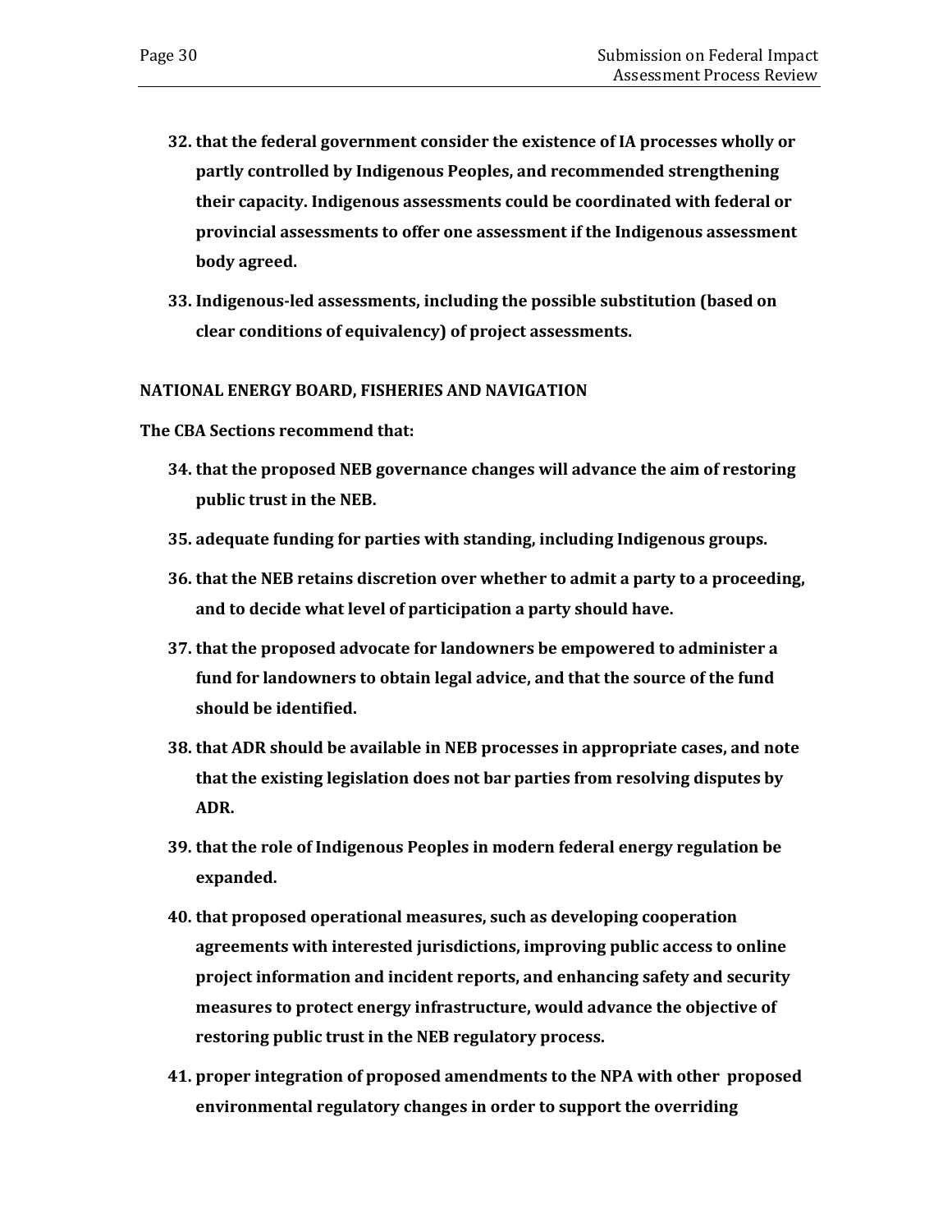32. **that the federal government consider the existence of IA processes wholly or partly controlled by Indigenous Peoples, and recommended strengthening their capacity. Indigenous assessments could be coordinated with federal or provincial assessments to offer one assessment if the Indigenous assessment body agreed.**

33. **Indigenous-led assessments, including the possible substitution (based on clear conditions of equivalency) of project assessments.**

**NATIONAL ENERGY BOARD, FISHERIES AND NAVIGATION**

**The CBA Sections recommend that:**

34. **that the proposed NEB governance changes will advance the aim of restoring public trust in the NEB.**

35. **adequate funding for parties with standing, including Indigenous groups.**

36. **that the NEB retains discretion over whether to admit a party to a proceeding, and to decide what level of participation a party should have.**

37. **that the proposed advocate for landowners be empowered to administer a fund for landowners to obtain legal advice, and that the source of the fund should be identified.**

38. **that ADR should be available in NEB processes in appropriate cases, and note that the existing legislation does not bar parties from resolving disputes by ADR.**

39. **that the role of Indigenous Peoples in modern federal energy regulation be expanded.**

40. **that proposed operational measures, such as developing cooperation agreements with interested jurisdictions, improving public access to online project information and incident reports, and enhancing safety and security measures to protect energy infrastructure, would advance the objective of restoring public trust in the NEB regulatory process.**

41. **proper integration of proposed amendments to the NPA with other proposed environmental regulatory changes in order to support the overriding**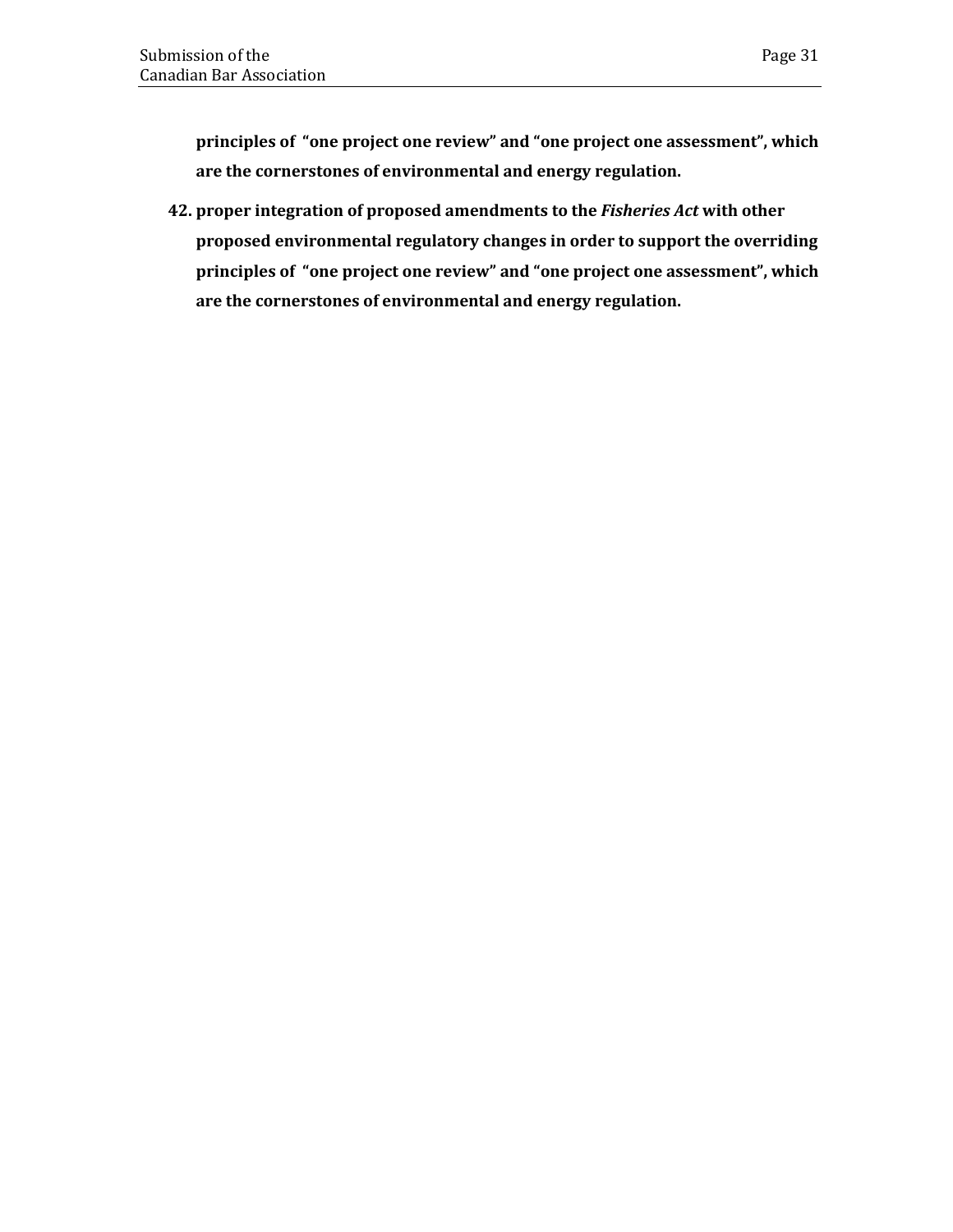**principles of "one project one review" and "one project one assessment", which are the cornerstones of environmental and energy regulation.**

42. **proper integration of proposed amendments to the *Fisheries Act* with other proposed environmental regulatory changes in order to support the overriding principles of "one project one review" and "one project one assessment", which are the cornerstones of environmental and energy regulation.**